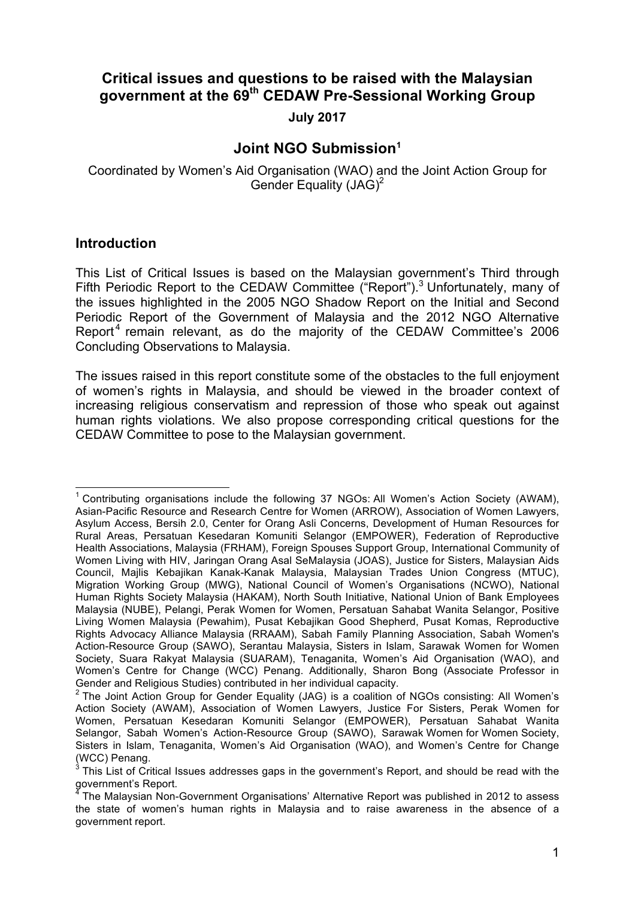# Critical issues and questions to be raised with the Malaysian government at the 69th CEDAW Pre-Sessional Working Group

**July 2017**

## Joint NGO Submission[1]

Coordinated by Women's Aid Organisation (WAO) and the Joint Action Group for Gender Equality (JAG)[2]

### Introduction

This List of Critical Issues is based on the Malaysian government's Third through Fifth Periodic Report to the CEDAW Committee ("Report").[3] Unfortunately, many of the issues highlighted in the 2005 NGO Shadow Report on the Initial and Second Periodic Report of the Government of Malaysia and the 2012 NGO Alternative Report[4] remain relevant, as do the majority of the CEDAW Committee's 2006 Concluding Observations to Malaysia.

The issues raised in this report constitute some of the obstacles to the full enjoyment of women's rights in Malaysia, and should be viewed in the broader context of increasing religious conservatism and repression of those who speak out against human rights violations. We also propose corresponding critical questions for the CEDAW Committee to pose to the Malaysian government.

---

[1] Contributing organisations include the following 37 NGOs: All Women's Action Society (AWAM), Asian-Pacific Resource and Research Centre for Women (ARROW), Association of Women Lawyers, Asylum Access, Bersih 2.0, Center for Orang Asli Concerns, Development of Human Resources for Rural Areas, Persatuan Kesedaran Komuniti Selangor (EMPOWER), Federation of Reproductive Health Associations, Malaysia (FRHAM), Foreign Spouses Support Group, International Community of Women Living with HIV, Jaringan Orang Asal SeMalaysia (JOAS), Justice for Sisters, Malaysian Aids Council, Majlis Kebajikan Kanak-Kanak Malaysia, Malaysian Trades Union Congress (MTUC), Migration Working Group (MWG), National Council of Women's Organisations (NCWO), National Human Rights Society Malaysia (HAKAM), North South Initiative, National Union of Bank Employees Malaysia (NUBE), Pelangi, Perak Women for Women, Persatuan Sahabat Wanita Selangor, Positive Living Women Malaysia (Pewahim), Pusat Kebajikan Good Shepherd, Pusat Komas, Reproductive Rights Advocacy Alliance Malaysia (RRAAM), Sabah Family Planning Association, Sabah Women's Action-Resource Group (SAWO), Serantau Malaysia, Sisters in Islam, Sarawak Women for Women Society, Suara Rakyat Malaysia (SUARAM), Tenaganita, Women's Aid Organisation (WAO), and Women's Centre for Change (WCC) Penang. Additionally, Sharon Bong (Associate Professor in Gender and Religious Studies) contributed in her individual capacity.

[2] The Joint Action Group for Gender Equality (JAG) is a coalition of NGOs consisting: All Women's Action Society (AWAM), Association of Women Lawyers, Justice For Sisters, Perak Women for Women, Persatuan Kesedaran Komuniti Selangor (EMPOWER), Persatuan Sahabat Wanita Selangor, Sabah Women's Action-Resource Group (SAWO), Sarawak Women for Women Society, Sisters in Islam, Tenaganita, Women's Aid Organisation (WAO), and Women's Centre for Change (WCC) Penang.

[3] This List of Critical Issues addresses gaps in the government's Report, and should be read with the government's Report.

[4] The Malaysian Non-Government Organisations' Alternative Report was published in 2012 to assess the state of women's human rights in Malaysia and to raise awareness in the absence of a government report.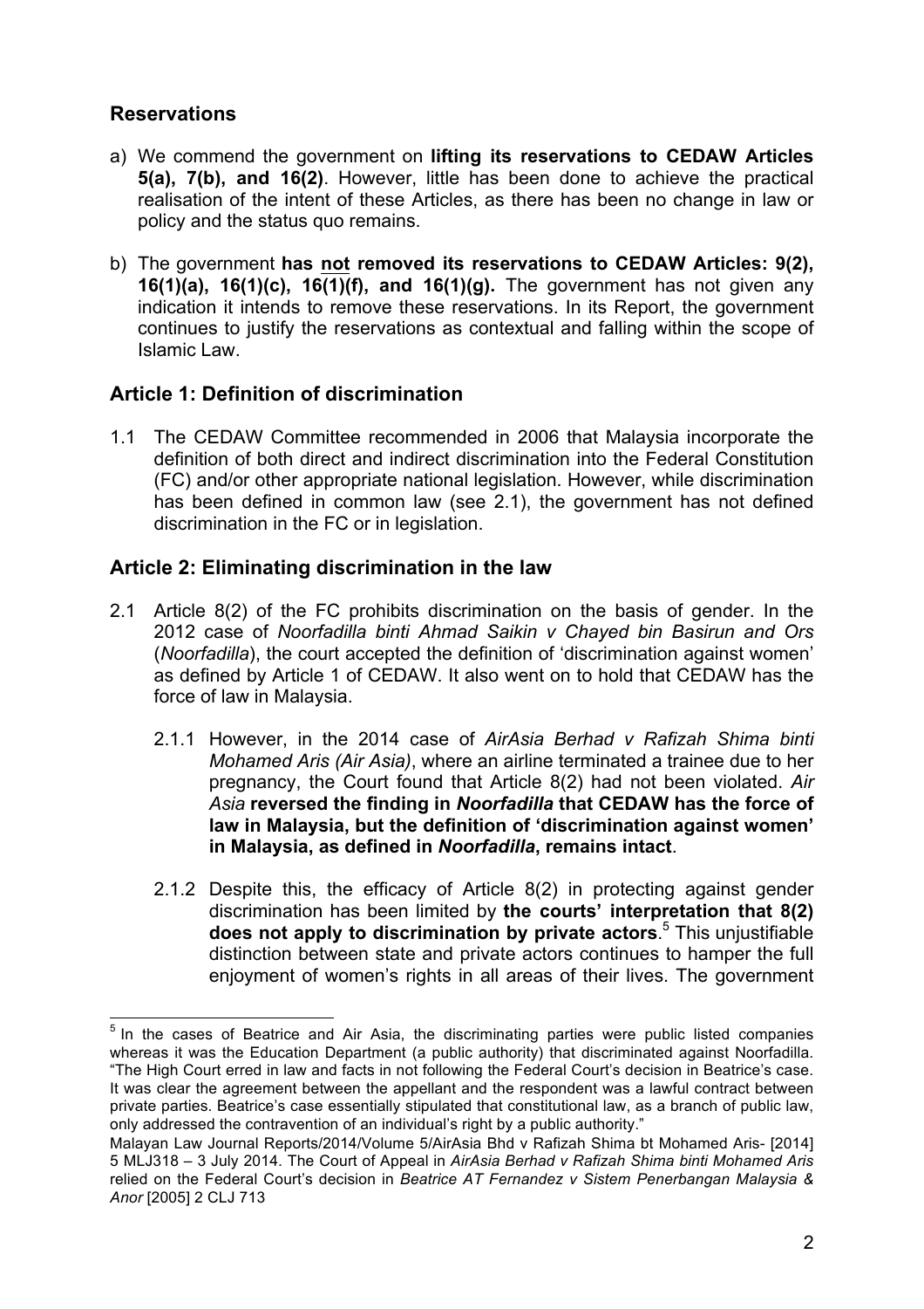## Reservations

a) We commend the government on **lifting its reservations to CEDAW Articles 5(a), 7(b), and 16(2)**. However, little has been done to achieve the practical realisation of the intent of these Articles, as there has been no change in law or policy and the status quo remains.

b) The government **has not removed its reservations to CEDAW Articles: 9(2), 16(1)(a), 16(1)(c), 16(1)(f), and 16(1)(g).** The government has not given any indication it intends to remove these reservations. In its Report, the government continues to justify the reservations as contextual and falling within the scope of Islamic Law.

## Article 1: Definition of discrimination

1.1 The CEDAW Committee recommended in 2006 that Malaysia incorporate the definition of both direct and indirect discrimination into the Federal Constitution (FC) and/or other appropriate national legislation. However, while discrimination has been defined in common law (see 2.1), the government has not defined discrimination in the FC or in legislation.

## Article 2: Eliminating discrimination in the law

2.1 Article 8(2) of the FC prohibits discrimination on the basis of gender. In the 2012 case of *Noorfadilla binti Ahmad Saikin v Chayed bin Basirun and Ors* (*Noorfadilla*), the court accepted the definition of 'discrimination against women' as defined by Article 1 of CEDAW. It also went on to hold that CEDAW has the force of law in Malaysia.

2.1.1 However, in the 2014 case of *AirAsia Berhad v Rafizah Shima binti Mohamed Aris (Air Asia)*, where an airline terminated a trainee due to her pregnancy, the Court found that Article 8(2) had not been violated. *Air Asia* **reversed the finding in *Noorfadilla* that CEDAW has the force of law in Malaysia, but the definition of 'discrimination against women' in Malaysia, as defined in *Noorfadilla*, remains intact**.

2.1.2 Despite this, the efficacy of Article 8(2) in protecting against gender discrimination has been limited by **the courts' interpretation that 8(2) does not apply to discrimination by private actors**.[5] This unjustifiable distinction between state and private actors continues to hamper the full enjoyment of women's rights in all areas of their lives. The government

---

[5] In the cases of Beatrice and Air Asia, the discriminating parties were public listed companies whereas it was the Education Department (a public authority) that discriminated against Noorfadilla. "The High Court erred in law and facts in not following the Federal Court's decision in Beatrice's case. It was clear the agreement between the appellant and the respondent was a lawful contract between private parties. Beatrice's case essentially stipulated that constitutional law, as a branch of public law, only addressed the contravention of an individual's right by a public authority."
Malayan Law Journal Reports/2014/Volume 5/AirAsia Bhd v Rafizah Shima bt Mohamed Aris- [2014] 5 MLJ318 – 3 July 2014. The Court of Appeal in *AirAsia Berhad v Rafizah Shima binti Mohamed Aris* relied on the Federal Court's decision in *Beatrice AT Fernandez v Sistem Penerbangan Malaysia & Anor* [2005] 2 CLJ 713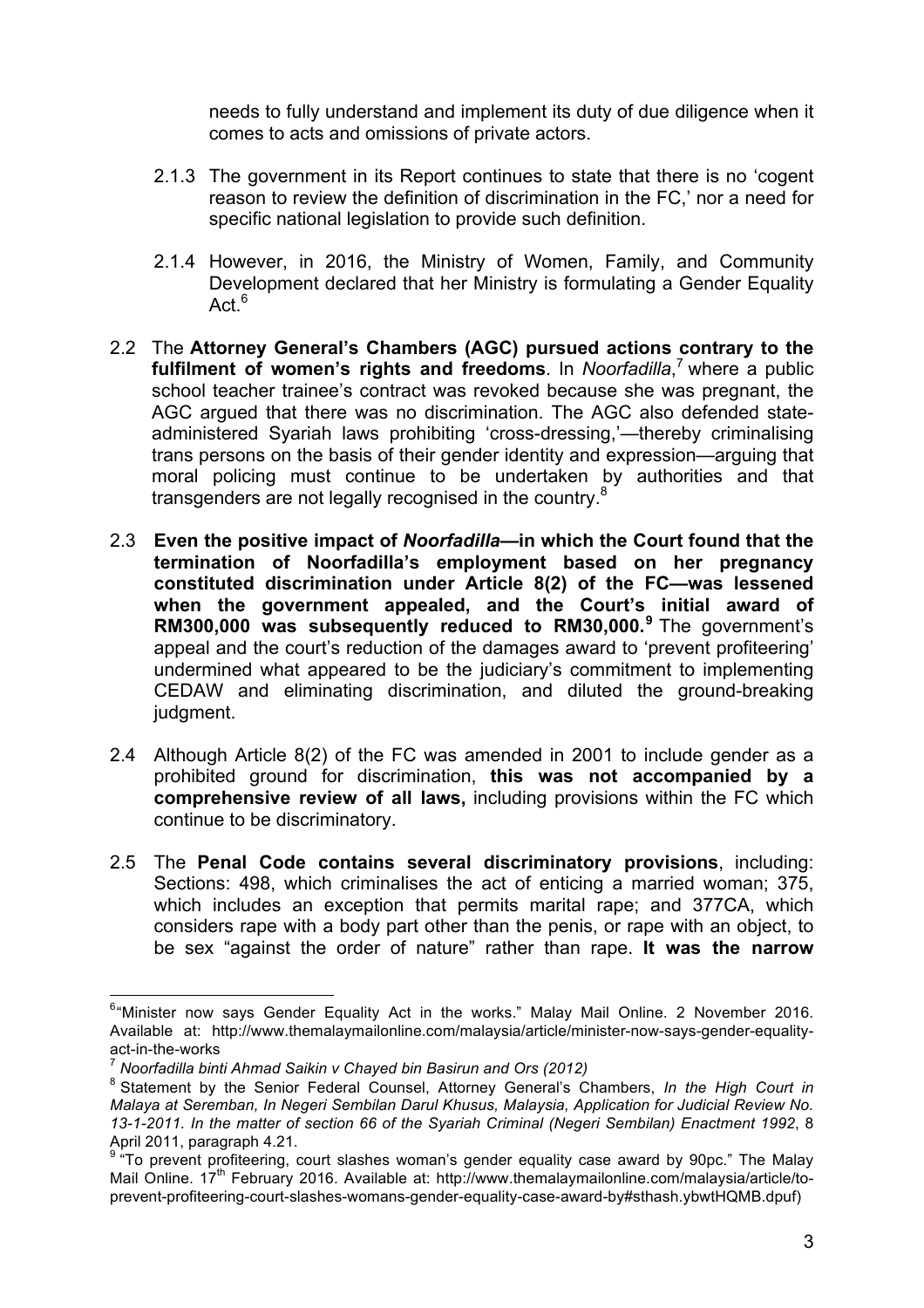needs to fully understand and implement its duty of due diligence when it comes to acts and omissions of private actors.

2.1.3 The government in its Report continues to state that there is no 'cogent reason to review the definition of discrimination in the FC,' nor a need for specific national legislation to provide such definition.

2.1.4 However, in 2016, the Ministry of Women, Family, and Community Development declared that her Ministry is formulating a Gender Equality Act.[6]

2.2 The **Attorney General's Chambers (AGC) pursued actions contrary to the fulfilment of women's rights and freedoms**. In *Noorfadilla*,[7] where a public school teacher trainee's contract was revoked because she was pregnant, the AGC argued that there was no discrimination. The AGC also defended state-administered Syariah laws prohibiting 'cross-dressing,'—thereby criminalising trans persons on the basis of their gender identity and expression—arguing that moral policing must continue to be undertaken by authorities and that transgenders are not legally recognised in the country.[8]

2.3 **Even the positive impact of *Noorfadilla*—in which the Court found that the termination of Noorfadilla's employment based on her pregnancy constituted discrimination under Article 8(2) of the FC—was lessened when the government appealed, and the Court's initial award of RM300,000 was subsequently reduced to RM30,000.**[9] The government's appeal and the court's reduction of the damages award to 'prevent profiteering' undermined what appeared to be the judiciary's commitment to implementing CEDAW and eliminating discrimination, and diluted the ground-breaking judgment.

2.4 Although Article 8(2) of the FC was amended in 2001 to include gender as a prohibited ground for discrimination, **this was not accompanied by a comprehensive review of all laws,** including provisions within the FC which continue to be discriminatory.

2.5 The **Penal Code contains several discriminatory provisions**, including: Sections: 498, which criminalises the act of enticing a married woman; 375, which includes an exception that permits marital rape; and 377CA, which considers rape with a body part other than the penis, or rape with an object, to be sex "against the order of nature" rather than rape. **It was the narrow**

---

[6] "Minister now says Gender Equality Act in the works." Malay Mail Online. 2 November 2016. Available at: http://www.themalaymailonline.com/malaysia/article/minister-now-says-gender-equality-act-in-the-works

[7] *Noorfadilla binti Ahmad Saikin v Chayed bin Basirun and Ors (2012)*

[8] Statement by the Senior Federal Counsel, Attorney General's Chambers, *In the High Court in Malaya at Seremban, In Negeri Sembilan Darul Khusus, Malaysia, Application for Judicial Review No. 13-1-2011. In the matter of section 66 of the Syariah Criminal (Negeri Sembilan) Enactment 1992*, 8 April 2011, paragraph 4.21.

[9] "To prevent profiteering, court slashes woman's gender equality case award by 90pc." The Malay Mail Online. 17th February 2016. Available at: http://www.themalaymailonline.com/malaysia/article/to-prevent-profiteering-court-slashes-womans-gender-equality-case-award-by#sthash.ybwtHQMB.dpuf)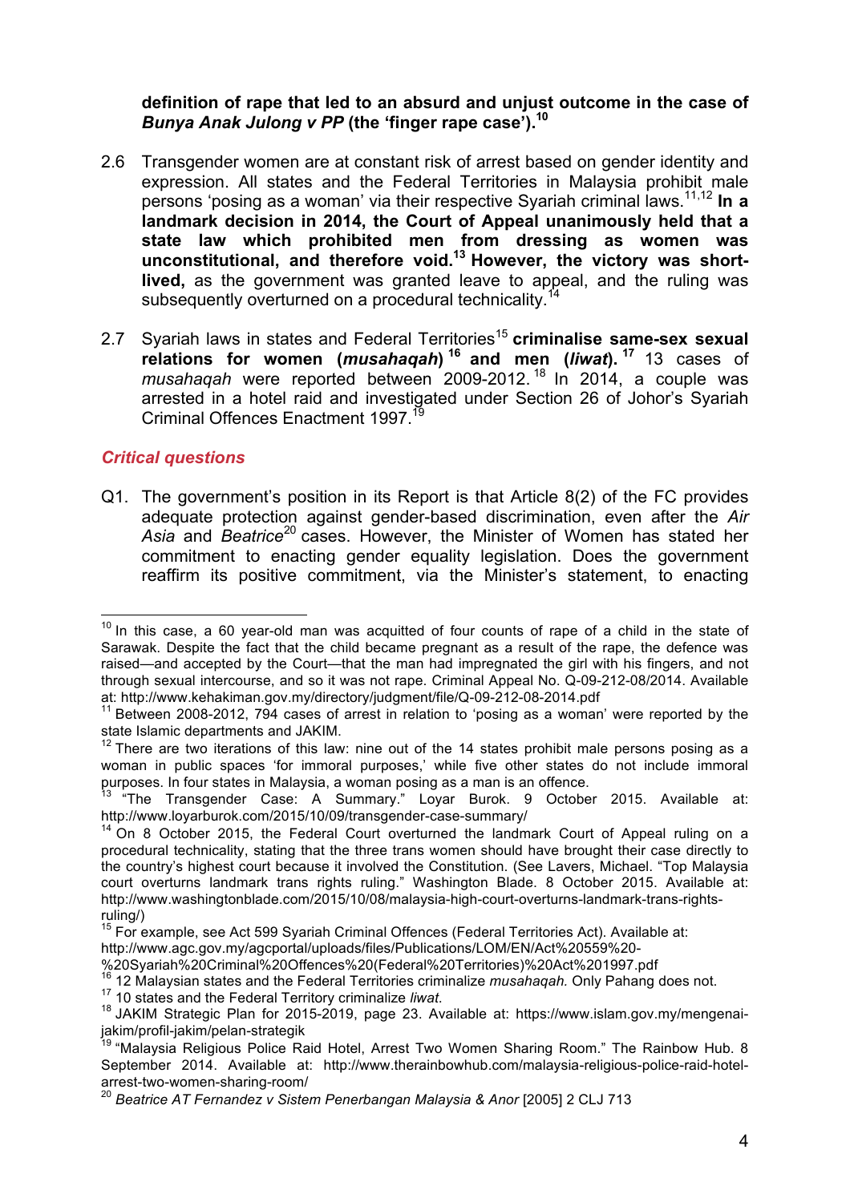**definition of rape that led to an absurd and unjust outcome in the case of *Bunya Anak Julong v PP* (the 'finger rape case').**[10]

2.6 Transgender women are at constant risk of arrest based on gender identity and expression. All states and the Federal Territories in Malaysia prohibit male persons 'posing as a woman' via their respective Syariah criminal laws.[11,12] **In a landmark decision in 2014, the Court of Appeal unanimously held that a state law which prohibited men from dressing as women was unconstitutional, and therefore void.**[13] **However, the victory was short-lived,** as the government was granted leave to appeal, and the ruling was subsequently overturned on a procedural technicality.[14]

2.7 Syariah laws in states and Federal Territories[15] **criminalise same-sex sexual relations for women (*musahaqah*)**[16] **and men (*liwat*).**[17] 13 cases of *musahaqah* were reported between 2009-2012.[18] In 2014, a couple was arrested in a hotel raid and investigated under Section 26 of Johor's Syariah Criminal Offences Enactment 1997.[19]

### *Critical questions*

Q1. The government's position in its Report is that Article 8(2) of the FC provides adequate protection against gender-based discrimination, even after the *Air Asia* and *Beatrice*[20] cases. However, the Minister of Women has stated her commitment to enacting gender equality legislation. Does the government reaffirm its positive commitment, via the Minister's statement, to enacting

---

[10] In this case, a 60 year-old man was acquitted of four counts of rape of a child in the state of Sarawak. Despite the fact that the child became pregnant as a result of the rape, the defence was raised—and accepted by the Court—that the man had impregnated the girl with his fingers, and not through sexual intercourse, and so it was not rape. Criminal Appeal No. Q-09-212-08/2014. Available at: http://www.kehakiman.gov.my/directory/judgment/file/Q-09-212-08-2014.pdf

[11] Between 2008-2012, 794 cases of arrest in relation to 'posing as a woman' were reported by the state Islamic departments and JAKIM.

[12] There are two iterations of this law: nine out of the 14 states prohibit male persons posing as a woman in public spaces 'for immoral purposes,' while five other states do not include immoral purposes. In four states in Malaysia, a woman posing as a man is an offence.

[13] "The Transgender Case: A Summary." Loyar Burok. 9 October 2015. Available at: http://www.loyarburok.com/2015/10/09/transgender-case-summary/

[14] On 8 October 2015, the Federal Court overturned the landmark Court of Appeal ruling on a procedural technicality, stating that the three trans women should have brought their case directly to the country's highest court because it involved the Constitution. (See Lavers, Michael. "Top Malaysia court overturns landmark trans rights ruling." Washington Blade. 8 October 2015. Available at: http://www.washingtonblade.com/2015/10/08/malaysia-high-court-overturns-landmark-trans-rights-ruling/)

[15] For example, see Act 599 Syariah Criminal Offences (Federal Territories Act). Available at: http://www.agc.gov.my/agcportal/uploads/files/Publications/LOM/EN/Act%20559%20-%20Syariah%20Criminal%20Offences%20(Federal%20Territories)%20Act%201997.pdf

[16] 12 Malaysian states and the Federal Territories criminalize *musahaqah.* Only Pahang does not.

[17] 10 states and the Federal Territory criminalize *liwat.*

[18] JAKIM Strategic Plan for 2015-2019, page 23. Available at: https://www.islam.gov.my/mengenai-jakim/profil-jakim/pelan-strategik

[19] "Malaysia Religious Police Raid Hotel, Arrest Two Women Sharing Room." The Rainbow Hub. 8 September 2014. Available at: http://www.therainbowhub.com/malaysia-religious-police-raid-hotel-arrest-two-women-sharing-room/

[20] *Beatrice AT Fernandez v Sistem Penerbangan Malaysia & Anor* [2005] 2 CLJ 713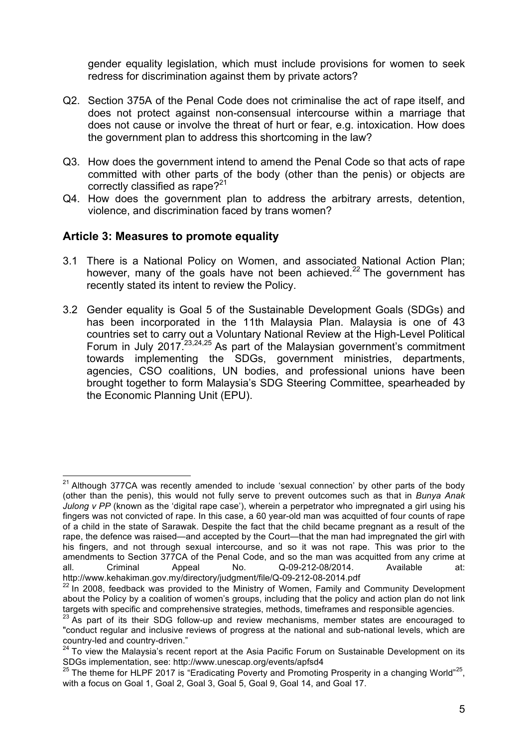gender equality legislation, which must include provisions for women to seek redress for discrimination against them by private actors?

Q2. Section 375A of the Penal Code does not criminalise the act of rape itself, and does not protect against non-consensual intercourse within a marriage that does not cause or involve the threat of hurt or fear, e.g. intoxication. How does the government plan to address this shortcoming in the law?

Q3. How does the government intend to amend the Penal Code so that acts of rape committed with other parts of the body (other than the penis) or objects are correctly classified as rape?[21]

Q4. How does the government plan to address the arbitrary arrests, detention, violence, and discrimination faced by trans women?

## Article 3: Measures to promote equality

3.1 There is a National Policy on Women, and associated National Action Plan; however, many of the goals have not been achieved.[22] The government has recently stated its intent to review the Policy.

3.2 Gender equality is Goal 5 of the Sustainable Development Goals (SDGs) and has been incorporated in the 11th Malaysia Plan. Malaysia is one of 43 countries set to carry out a Voluntary National Review at the High-Level Political Forum in July 2017.[23,24,25] As part of the Malaysian government's commitment towards implementing the SDGs, government ministries, departments, agencies, CSO coalitions, UN bodies, and professional unions have been brought together to form Malaysia's SDG Steering Committee, spearheaded by the Economic Planning Unit (EPU).

---

[21] Although 377CA was recently amended to include 'sexual connection' by other parts of the body (other than the penis), this would not fully serve to prevent outcomes such as that in *Bunya Anak Julong v PP* (known as the 'digital rape case'), wherein a perpetrator who impregnated a girl using his fingers was not convicted of rape. In this case, a 60 year-old man was acquitted of four counts of rape of a child in the state of Sarawak. Despite the fact that the child became pregnant as a result of the rape, the defence was raised—and accepted by the Court—that the man had impregnated the girl with his fingers, and not through sexual intercourse, and so it was not rape. This was prior to the amendments to Section 377CA of the Penal Code, and so the man was acquitted from any crime at all. Criminal Appeal No. Q-09-212-08/2014. Available at: http://www.kehakiman.gov.my/directory/judgment/file/Q-09-212-08-2014.pdf

[22] In 2008, feedback was provided to the Ministry of Women, Family and Community Development about the Policy by a coalition of women's groups, including that the policy and action plan do not link targets with specific and comprehensive strategies, methods, timeframes and responsible agencies.

[23] As part of its their SDG follow-up and review mechanisms, member states are encouraged to "conduct regular and inclusive reviews of progress at the national and sub-national levels, which are country-led and country-driven."

[24] To view the Malaysia's recent report at the Asia Pacific Forum on Sustainable Development on its SDGs implementation, see: http://www.unescap.org/events/apfsd4

[25] The theme for HLPF 2017 is "Eradicating Poverty and Promoting Prosperity in a changing World"[25], with a focus on Goal 1, Goal 2, Goal 3, Goal 5, Goal 9, Goal 14, and Goal 17.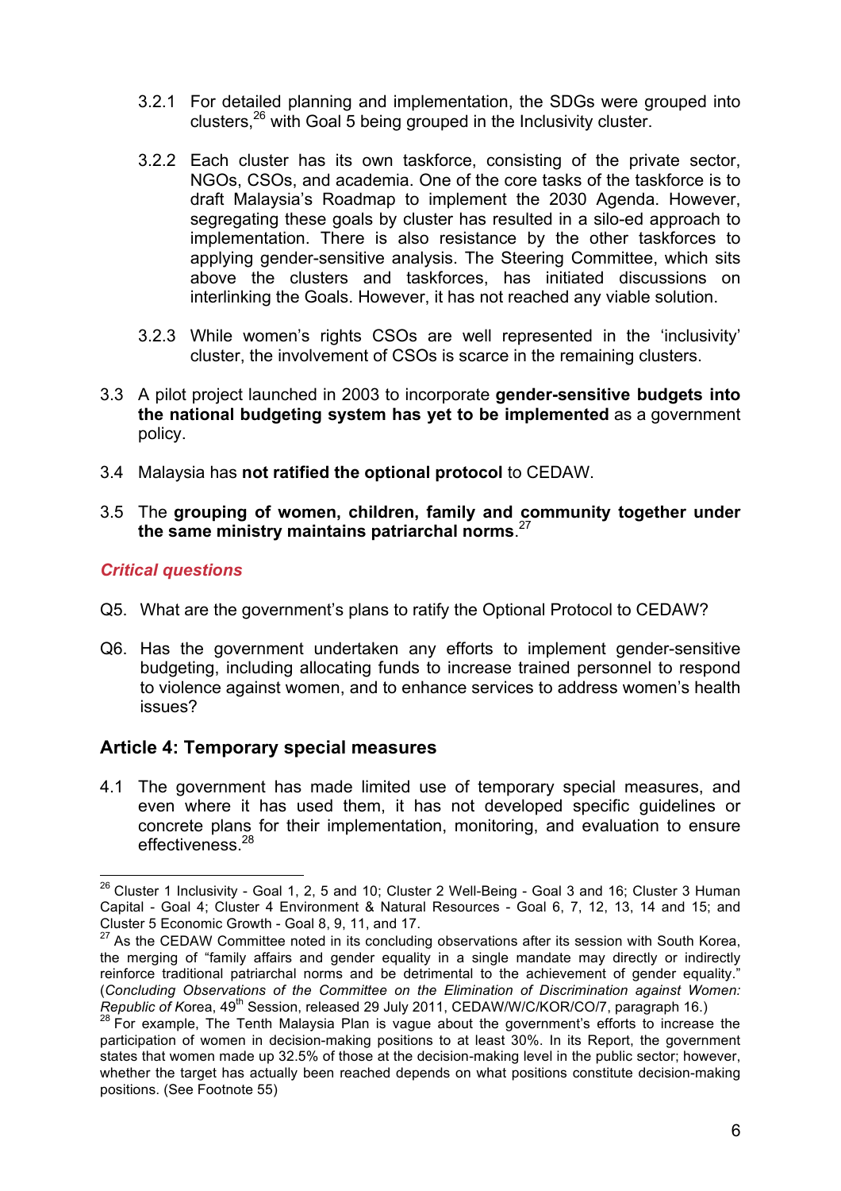3.2.1 For detailed planning and implementation, the SDGs were grouped into clusters,[26] with Goal 5 being grouped in the Inclusivity cluster.

3.2.2 Each cluster has its own taskforce, consisting of the private sector, NGOs, CSOs, and academia. One of the core tasks of the taskforce is to draft Malaysia's Roadmap to implement the 2030 Agenda. However, segregating these goals by cluster has resulted in a silo-ed approach to implementation. There is also resistance by the other taskforces to applying gender-sensitive analysis. The Steering Committee, which sits above the clusters and taskforces, has initiated discussions on interlinking the Goals. However, it has not reached any viable solution.

3.2.3 While women's rights CSOs are well represented in the 'inclusivity' cluster, the involvement of CSOs is scarce in the remaining clusters.

3.3 A pilot project launched in 2003 to incorporate **gender-sensitive budgets into the national budgeting system has yet to be implemented** as a government policy.

3.4 Malaysia has **not ratified the optional protocol** to CEDAW.

3.5 The **grouping of women, children, family and community together under the same ministry maintains patriarchal norms**.[27]

***Critical questions***

Q5. What are the government's plans to ratify the Optional Protocol to CEDAW?

Q6. Has the government undertaken any efforts to implement gender-sensitive budgeting, including allocating funds to increase trained personnel to respond to violence against women, and to enhance services to address women's health issues?

## Article 4: Temporary special measures

4.1 The government has made limited use of temporary special measures, and even where it has used them, it has not developed specific guidelines or concrete plans for their implementation, monitoring, and evaluation to ensure effectiveness.[28]

---

[26] Cluster 1 Inclusivity - Goal 1, 2, 5 and 10; Cluster 2 Well-Being - Goal 3 and 16; Cluster 3 Human Capital - Goal 4; Cluster 4 Environment & Natural Resources - Goal 6, 7, 12, 13, 14 and 15; and Cluster 5 Economic Growth - Goal 8, 9, 11, and 17.

[27] As the CEDAW Committee noted in its concluding observations after its session with South Korea, the merging of "family affairs and gender equality in a single mandate may directly or indirectly reinforce traditional patriarchal norms and be detrimental to the achievement of gender equality." (*Concluding Observations of the Committee on the Elimination of Discrimination against Women: Republic of Korea*, 49th Session, released 29 July 2011, CEDAW/W/C/KOR/CO/7, paragraph 16.)

[28] For example, The Tenth Malaysia Plan is vague about the government's efforts to increase the participation of women in decision-making positions to at least 30%. In its Report, the government states that women made up 32.5% of those at the decision-making level in the public sector; however, whether the target has actually been reached depends on what positions constitute decision-making positions. (See Footnote 55)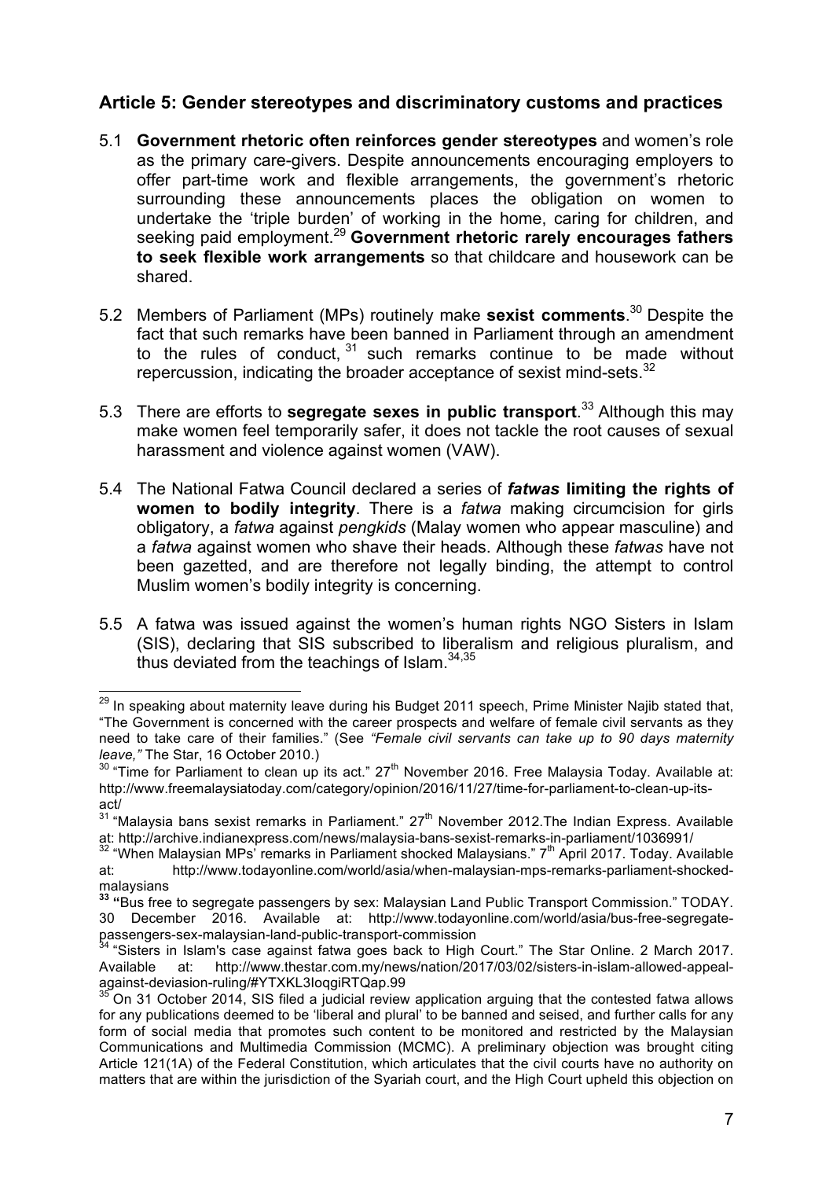## Article 5: Gender stereotypes and discriminatory customs and practices

5.1 **Government rhetoric often reinforces gender stereotypes** and women's role as the primary care-givers. Despite announcements encouraging employers to offer part-time work and flexible arrangements, the government's rhetoric surrounding these announcements places the obligation on women to undertake the 'triple burden' of working in the home, caring for children, and seeking paid employment.[29] **Government rhetoric rarely encourages fathers to seek flexible work arrangements** so that childcare and housework can be shared.

5.2 Members of Parliament (MPs) routinely make **sexist comments**.[30] Despite the fact that such remarks have been banned in Parliament through an amendment to the rules of conduct,[31] such remarks continue to be made without repercussion, indicating the broader acceptance of sexist mind-sets.[32]

5.3 There are efforts to **segregate sexes in public transport**.[33] Although this may make women feel temporarily safer, it does not tackle the root causes of sexual harassment and violence against women (VAW).

5.4 The National Fatwa Council declared a series of ***fatwas*** **limiting the rights of women to bodily integrity**. There is a *fatwa* making circumcision for girls obligatory, a *fatwa* against *pengkids* (Malay women who appear masculine) and a *fatwa* against women who shave their heads. Although these *fatwas* have not been gazetted, and are therefore not legally binding, the attempt to control Muslim women's bodily integrity is concerning.

5.5 A fatwa was issued against the women's human rights NGO Sisters in Islam (SIS), declaring that SIS subscribed to liberalism and religious pluralism, and thus deviated from the teachings of Islam.[34,35]

---

[29] In speaking about maternity leave during his Budget 2011 speech, Prime Minister Najib stated that, "The Government is concerned with the career prospects and welfare of female civil servants as they need to take care of their families." (See *"Female civil servants can take up to 90 days maternity leave,"* The Star, 16 October 2010.)

[30] "Time for Parliament to clean up its act." 27th November 2016. Free Malaysia Today. Available at: http://www.freemalaysiatoday.com/category/opinion/2016/11/27/time-for-parliament-to-clean-up-its-act/

[31] "Malaysia bans sexist remarks in Parliament." 27th November 2012.The Indian Express. Available at: http://archive.indianexpress.com/news/malaysia-bans-sexist-remarks-in-parliament/1036991/

[32] "When Malaysian MPs' remarks in Parliament shocked Malaysians." 7th April 2017. Today. Available at: http://www.todayonline.com/world/asia/when-malaysian-mps-remarks-parliament-shocked-malaysians

[33] "Bus free to segregate passengers by sex: Malaysian Land Public Transport Commission." TODAY. 30 December 2016. Available at: http://www.todayonline.com/world/asia/bus-free-segregate-passengers-sex-malaysian-land-public-transport-commission

[34] "Sisters in Islam's case against fatwa goes back to High Court." The Star Online. 2 March 2017. Available at: http://www.thestar.com.my/news/nation/2017/03/02/sisters-in-islam-allowed-appeal-against-deviasion-ruling/#YTXKL3IoqgiRTQap.99

[35] On 31 October 2014, SIS filed a judicial review application arguing that the contested fatwa allows for any publications deemed to be 'liberal and plural' to be banned and seised, and further calls for any form of social media that promotes such content to be monitored and restricted by the Malaysian Communications and Multimedia Commission (MCMC). A preliminary objection was brought citing Article 121(1A) of the Federal Constitution, which articulates that the civil courts have no authority on matters that are within the jurisdiction of the Syariah court, and the High Court upheld this objection on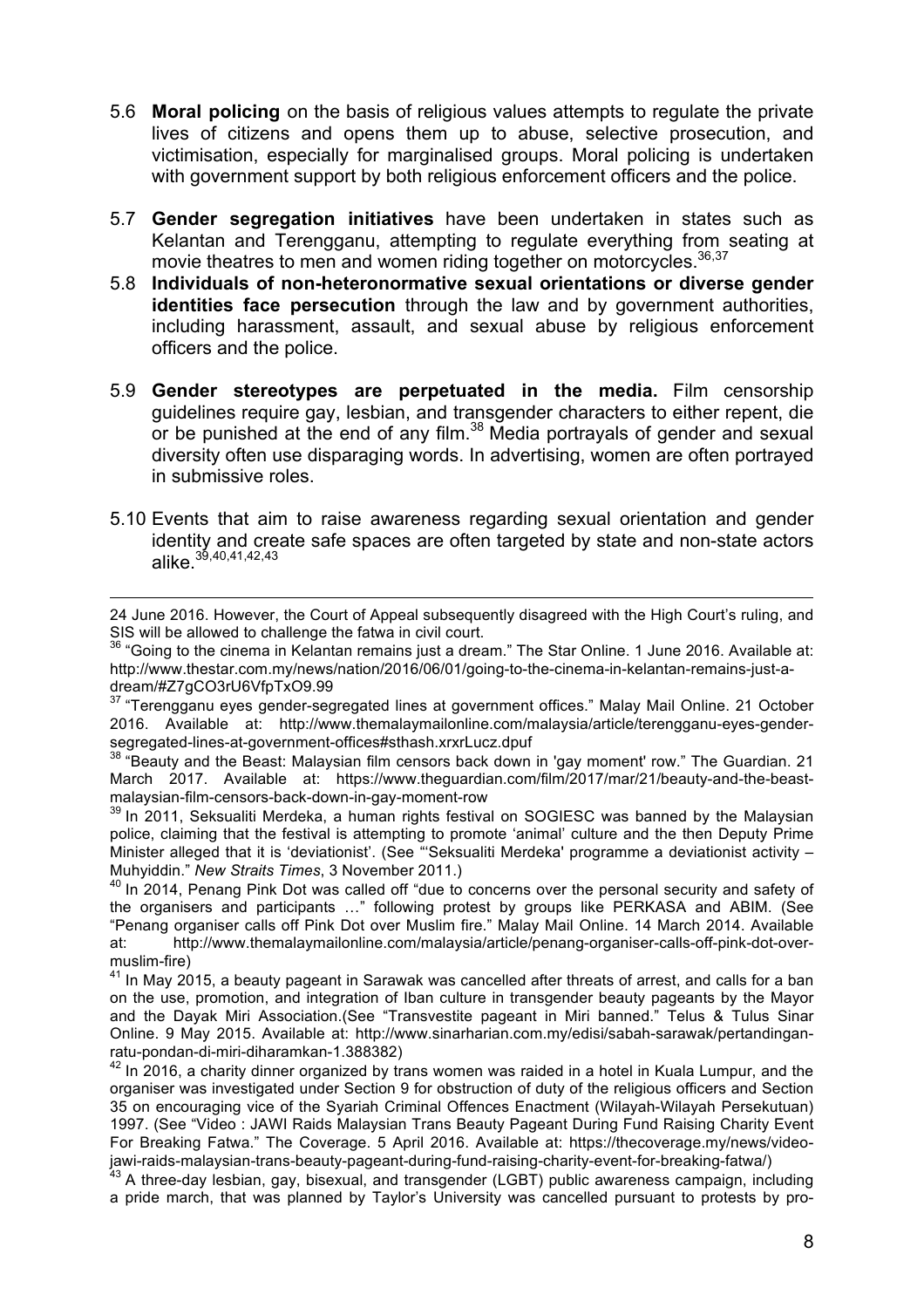5.6 **Moral policing** on the basis of religious values attempts to regulate the private lives of citizens and opens them up to abuse, selective prosecution, and victimisation, especially for marginalised groups. Moral policing is undertaken with government support by both religious enforcement officers and the police.

5.7 **Gender segregation initiatives** have been undertaken in states such as Kelantan and Terengganu, attempting to regulate everything from seating at movie theatres to men and women riding together on motorcycles.[36,37]

5.8 **Individuals of non-heteronormative sexual orientations or diverse gender identities face persecution** through the law and by government authorities, including harassment, assault, and sexual abuse by religious enforcement officers and the police.

5.9 **Gender stereotypes are perpetuated in the media.** Film censorship guidelines require gay, lesbian, and transgender characters to either repent, die or be punished at the end of any film.[38] Media portrayals of gender and sexual diversity often use disparaging words. In advertising, women are often portrayed in submissive roles.

5.10 Events that aim to raise awareness regarding sexual orientation and gender identity and create safe spaces are often targeted by state and non-state actors alike.[39,40,41,42,43]

---

24 June 2016. However, the Court of Appeal subsequently disagreed with the High Court's ruling, and SIS will be allowed to challenge the fatwa in civil court.

[36] "Going to the cinema in Kelantan remains just a dream." The Star Online. 1 June 2016. Available at: http://www.thestar.com.my/news/nation/2016/06/01/going-to-the-cinema-in-kelantan-remains-just-a-dream/#Z7gCO3rU6VfpTxO9.99

[37] "Terengganu eyes gender-segregated lines at government offices." Malay Mail Online. 21 October 2016. Available at: http://www.themalaymailonline.com/malaysia/article/terengganu-eyes-gender-segregated-lines-at-government-offices#sthash.xrxrLucz.dpuf

[38] "Beauty and the Beast: Malaysian film censors back down in 'gay moment' row." The Guardian. 21 March 2017. Available at: https://www.theguardian.com/film/2017/mar/21/beauty-and-the-beast-malaysian-film-censors-back-down-in-gay-moment-row

[39] In 2011, Seksualiti Merdeka, a human rights festival on SOGIESC was banned by the Malaysian police, claiming that the festival is attempting to promote 'animal' culture and the then Deputy Prime Minister alleged that it is 'deviationist'. (See "'Seksualiti Merdeka' programme a deviationist activity – Muhyiddin." *New Straits Times*, 3 November 2011.)

[40] In 2014, Penang Pink Dot was called off "due to concerns over the personal security and safety of the organisers and participants …" following protest by groups like PERKASA and ABIM. (See "Penang organiser calls off Pink Dot over Muslim fire." Malay Mail Online. 14 March 2014. Available at: http://www.themalaymailonline.com/malaysia/article/penang-organiser-calls-off-pink-dot-over-muslim-fire)

[41] In May 2015, a beauty pageant in Sarawak was cancelled after threats of arrest, and calls for a ban on the use, promotion, and integration of Iban culture in transgender beauty pageants by the Mayor and the Dayak Miri Association.(See "Transvestite pageant in Miri banned." Telus & Tulus Sinar Online. 9 May 2015. Available at: http://www.sinarharian.com.my/edisi/sabah-sarawak/pertandingan-ratu-pondan-di-miri-diharamkan-1.388382)

[42] In 2016, a charity dinner organized by trans women was raided in a hotel in Kuala Lumpur, and the organiser was investigated under Section 9 for obstruction of duty of the religious officers and Section 35 on encouraging vice of the Syariah Criminal Offences Enactment (Wilayah-Wilayah Persekutuan) 1997. (See "Video : JAWI Raids Malaysian Trans Beauty Pageant During Fund Raising Charity Event For Breaking Fatwa." The Coverage. 5 April 2016. Available at: https://thecoverage.my/news/video-jawi-raids-malaysian-trans-beauty-pageant-during-fund-raising-charity-event-for-breaking-fatwa/)

[43] A three-day lesbian, gay, bisexual, and transgender (LGBT) public awareness campaign, including a pride march, that was planned by Taylor's University was cancelled pursuant to protests by pro-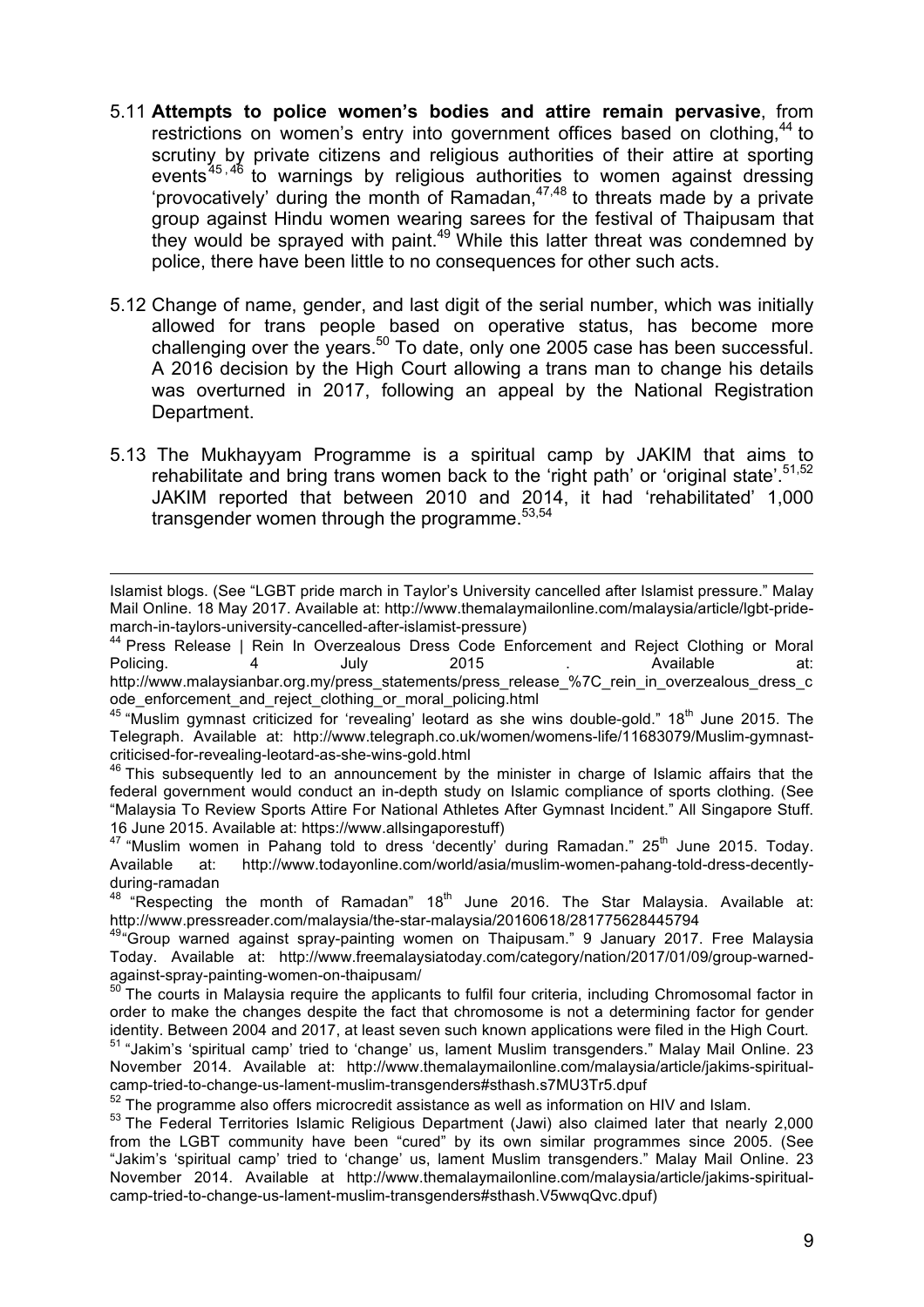5.11 **Attempts to police women's bodies and attire remain pervasive**, from restrictions on women's entry into government offices based on clothing,[44] to scrutiny by private citizens and religious authorities of their attire at sporting events[45,46] to warnings by religious authorities to women against dressing 'provocatively' during the month of Ramadan,[47,48] to threats made by a private group against Hindu women wearing sarees for the festival of Thaipusam that they would be sprayed with paint.[49] While this latter threat was condemned by police, there have been little to no consequences for other such acts.

5.12 Change of name, gender, and last digit of the serial number, which was initially allowed for trans people based on operative status, has become more challenging over the years.[50] To date, only one 2005 case has been successful. A 2016 decision by the High Court allowing a trans man to change his details was overturned in 2017, following an appeal by the National Registration Department.

5.13 The Mukhayyam Programme is a spiritual camp by JAKIM that aims to rehabilitate and bring trans women back to the 'right path' or 'original state'.[51,52] JAKIM reported that between 2010 and 2014, it had 'rehabilitated' 1,000 transgender women through the programme.[53,54]

---

Islamist blogs. (See "LGBT pride march in Taylor's University cancelled after Islamist pressure." Malay Mail Online. 18 May 2017. Available at: http://www.themalaymailonline.com/malaysia/article/lgbt-pride-march-in-taylors-university-cancelled-after-islamist-pressure)

[44] Press Release | Rein In Overzealous Dress Code Enforcement and Reject Clothing or Moral Policing. 4 July 2015 . Available at: http://www.malaysianbar.org.my/press_statements/press_release_%7C_rein_in_overzealous_dress_code_enforcement_and_reject_clothing_or_moral_policing.html

[45] "Muslim gymnast criticized for 'revealing' leotard as she wins double-gold." 18th June 2015. The Telegraph. Available at: http://www.telegraph.co.uk/women/womens-life/11683079/Muslim-gymnast-criticised-for-revealing-leotard-as-she-wins-gold.html

[46] This subsequently led to an announcement by the minister in charge of Islamic affairs that the federal government would conduct an in-depth study on Islamic compliance of sports clothing. (See "Malaysia To Review Sports Attire For National Athletes After Gymnast Incident." All Singapore Stuff. 16 June 2015. Available at: https://www.allsingaporestuff)

[47] "Muslim women in Pahang told to dress 'decently' during Ramadan." 25th June 2015. Today. Available at: http://www.todayonline.com/world/asia/muslim-women-pahang-told-dress-decently-during-ramadan

[48] "Respecting the month of Ramadan" 18th June 2016. The Star Malaysia. Available at: http://www.pressreader.com/malaysia/the-star-malaysia/20160618/281775628445794

[49] "Group warned against spray-painting women on Thaipusam." 9 January 2017. Free Malaysia Today. Available at: http://www.freemalaysiatoday.com/category/nation/2017/01/09/group-warned-against-spray-painting-women-on-thaipusam/

[50] The courts in Malaysia require the applicants to fulfil four criteria, including Chromosomal factor in order to make the changes despite the fact that chromosome is not a determining factor for gender identity. Between 2004 and 2017, at least seven such known applications were filed in the High Court.

[51] "Jakim's 'spiritual camp' tried to 'change' us, lament Muslim transgenders." Malay Mail Online. 23 November 2014. Available at: http://www.themalaymailonline.com/malaysia/article/jakims-spiritual-camp-tried-to-change-us-lament-muslim-transgenders#sthash.s7MU3Tr5.dpuf

[52] The programme also offers microcredit assistance as well as information on HIV and Islam.

[53] The Federal Territories Islamic Religious Department (Jawi) also claimed later that nearly 2,000 from the LGBT community have been "cured" by its own similar programmes since 2005. (See "Jakim's 'spiritual camp' tried to 'change' us, lament Muslim transgenders." Malay Mail Online. 23 November 2014. Available at http://www.themalaymailonline.com/malaysia/article/jakims-spiritual-camp-tried-to-change-us-lament-muslim-transgenders#sthash.V5wwqQvc.dpuf)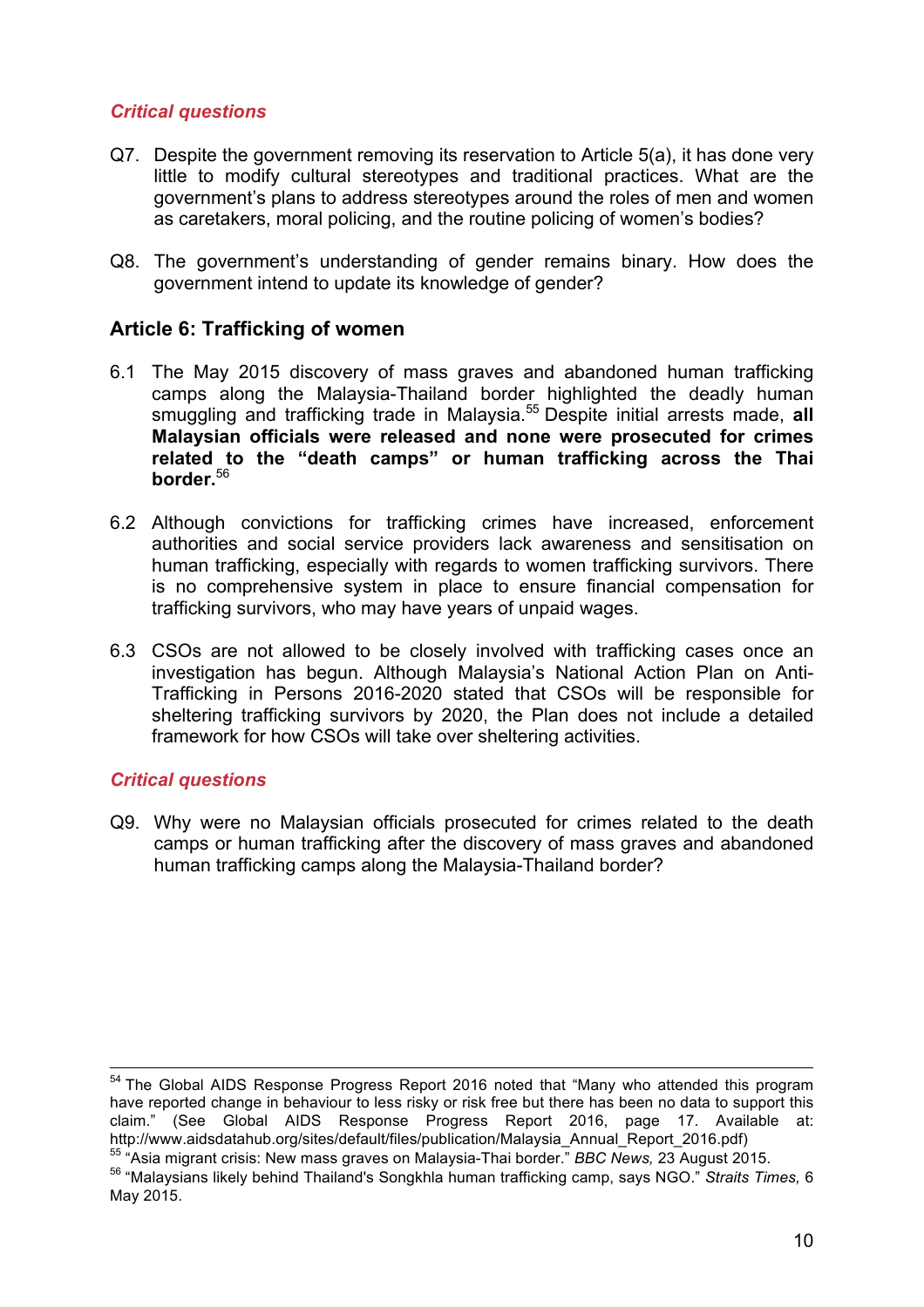*Critical questions*

Q7. Despite the government removing its reservation to Article 5(a), it has done very little to modify cultural stereotypes and traditional practices. What are the government's plans to address stereotypes around the roles of men and women as caretakers, moral policing, and the routine policing of women's bodies?

Q8. The government's understanding of gender remains binary. How does the government intend to update its knowledge of gender?

## Article 6: Trafficking of women

6.1 The May 2015 discovery of mass graves and abandoned human trafficking camps along the Malaysia-Thailand border highlighted the deadly human smuggling and trafficking trade in Malaysia.[55] Despite initial arrests made, **all Malaysian officials were released and none were prosecuted for crimes related to the "death camps" or human trafficking across the Thai border.**[56]

6.2 Although convictions for trafficking crimes have increased, enforcement authorities and social service providers lack awareness and sensitisation on human trafficking, especially with regards to women trafficking survivors. There is no comprehensive system in place to ensure financial compensation for trafficking survivors, who may have years of unpaid wages.

6.3 CSOs are not allowed to be closely involved with trafficking cases once an investigation has begun. Although Malaysia's National Action Plan on Anti-Trafficking in Persons 2016-2020 stated that CSOs will be responsible for sheltering trafficking survivors by 2020, the Plan does not include a detailed framework for how CSOs will take over sheltering activities.

*Critical questions*

Q9. Why were no Malaysian officials prosecuted for crimes related to the death camps or human trafficking after the discovery of mass graves and abandoned human trafficking camps along the Malaysia-Thailand border?

---

[54] The Global AIDS Response Progress Report 2016 noted that "Many who attended this program have reported change in behaviour to less risky or risk free but there has been no data to support this claim." (See Global AIDS Response Progress Report 2016, page 17. Available at: http://www.aidsdatahub.org/sites/default/files/publication/Malaysia_Annual_Report_2016.pdf)

[55] "Asia migrant crisis: New mass graves on Malaysia-Thai border." *BBC News,* 23 August 2015.

[56] "Malaysians likely behind Thailand's Songkhla human trafficking camp, says NGO." *Straits Times,* 6 May 2015.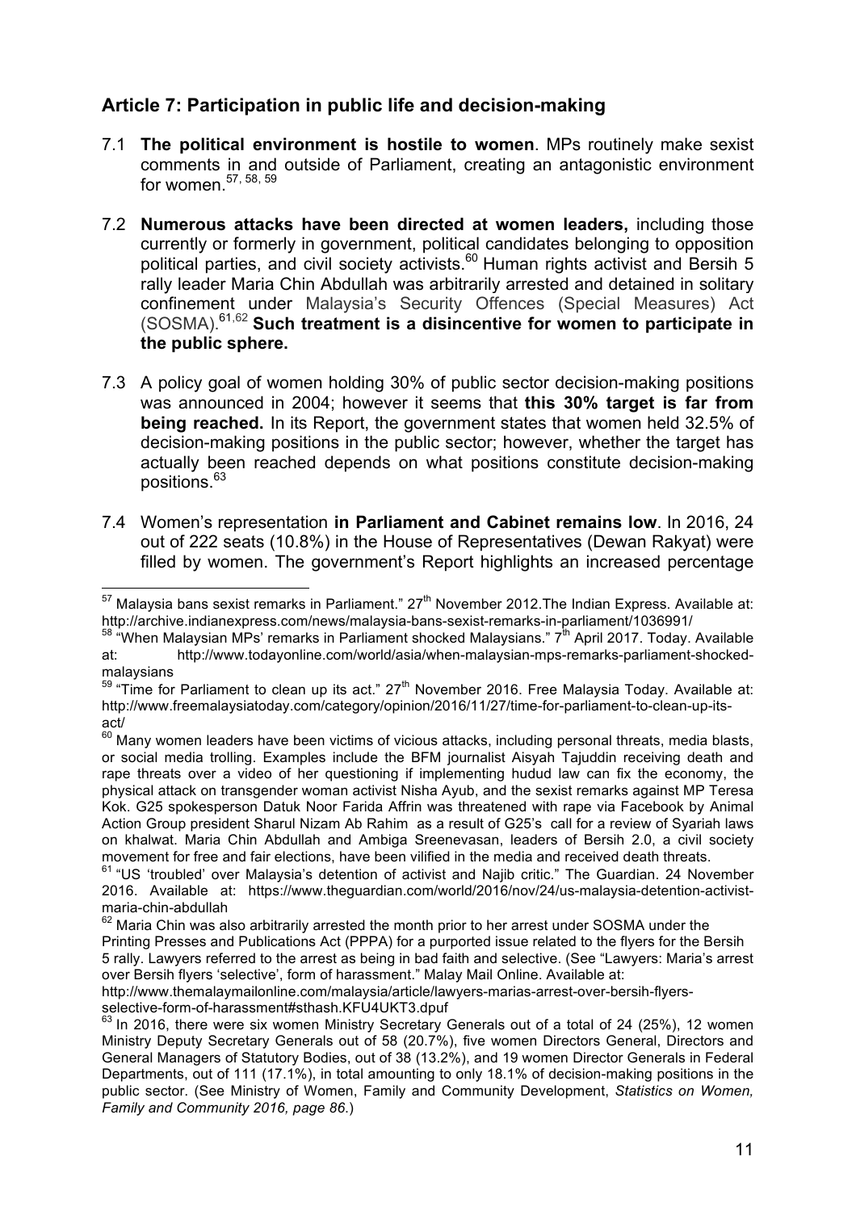## Article 7: Participation in public life and decision-making

7.1 **The political environment is hostile to women**. MPs routinely make sexist comments in and outside of Parliament, creating an antagonistic environment for women.[57, 58, 59]

7.2 **Numerous attacks have been directed at women leaders,** including those currently or formerly in government, political candidates belonging to opposition political parties, and civil society activists.[60] Human rights activist and Bersih 5 rally leader Maria Chin Abdullah was arbitrarily arrested and detained in solitary confinement under Malaysia's Security Offences (Special Measures) Act (SOSMA).[61,62] **Such treatment is a disincentive for women to participate in the public sphere.**

7.3 A policy goal of women holding 30% of public sector decision-making positions was announced in 2004; however it seems that **this 30% target is far from being reached.** In its Report, the government states that women held 32.5% of decision-making positions in the public sector; however, whether the target has actually been reached depends on what positions constitute decision-making positions.[63]

7.4 Women's representation **in Parliament and Cabinet remains low**. In 2016, 24 out of 222 seats (10.8%) in the House of Representatives (Dewan Rakyat) were filled by women. The government's Report highlights an increased percentage

---

[57] Malaysia bans sexist remarks in Parliament." 27th November 2012.The Indian Express. Available at: http://archive.indianexpress.com/news/malaysia-bans-sexist-remarks-in-parliament/1036991/

[58] "When Malaysian MPs' remarks in Parliament shocked Malaysians." 7th April 2017. Today. Available at: http://www.todayonline.com/world/asia/when-malaysian-mps-remarks-parliament-shocked-malaysians

[59] "Time for Parliament to clean up its act." 27th November 2016. Free Malaysia Today. Available at: http://www.freemalaysiatoday.com/category/opinion/2016/11/27/time-for-parliament-to-clean-up-its-act/

[60] Many women leaders have been victims of vicious attacks, including personal threats, media blasts, or social media trolling. Examples include the BFM journalist Aisyah Tajuddin receiving death and rape threats over a video of her questioning if implementing hudud law can fix the economy, the physical attack on transgender woman activist Nisha Ayub, and the sexist remarks against MP Teresa Kok. G25 spokesperson Datuk Noor Farida Affrin was threatened with rape via Facebook by Animal Action Group president Sharul Nizam Ab Rahim as a result of G25's call for a review of Syariah laws on khalwat. Maria Chin Abdullah and Ambiga Sreenevasan, leaders of Bersih 2.0, a civil society movement for free and fair elections, have been vilified in the media and received death threats.

[61] "US 'troubled' over Malaysia's detention of activist and Najib critic." The Guardian. 24 November 2016. Available at: https://www.theguardian.com/world/2016/nov/24/us-malaysia-detention-activist-maria-chin-abdullah

[62] Maria Chin was also arbitrarily arrested the month prior to her arrest under SOSMA under the Printing Presses and Publications Act (PPPA) for a purported issue related to the flyers for the Bersih 5 rally. Lawyers referred to the arrest as being in bad faith and selective. (See "Lawyers: Maria's arrest over Bersih flyers 'selective', form of harassment." Malay Mail Online. Available at: http://www.themalaymailonline.com/malaysia/article/lawyers-marias-arrest-over-bersih-flyers-selective-form-of-harassment#sthash.KFU4UKT3.dpuf

[63] In 2016, there were six women Ministry Secretary Generals out of a total of 24 (25%), 12 women Ministry Deputy Secretary Generals out of 58 (20.7%), five women Directors General, Directors and General Managers of Statutory Bodies, out of 38 (13.2%), and 19 women Director Generals in Federal Departments, out of 111 (17.1%), in total amounting to only 18.1% of decision-making positions in the public sector. (See Ministry of Women, Family and Community Development, *Statistics on Women, Family and Community 2016, page 86*.)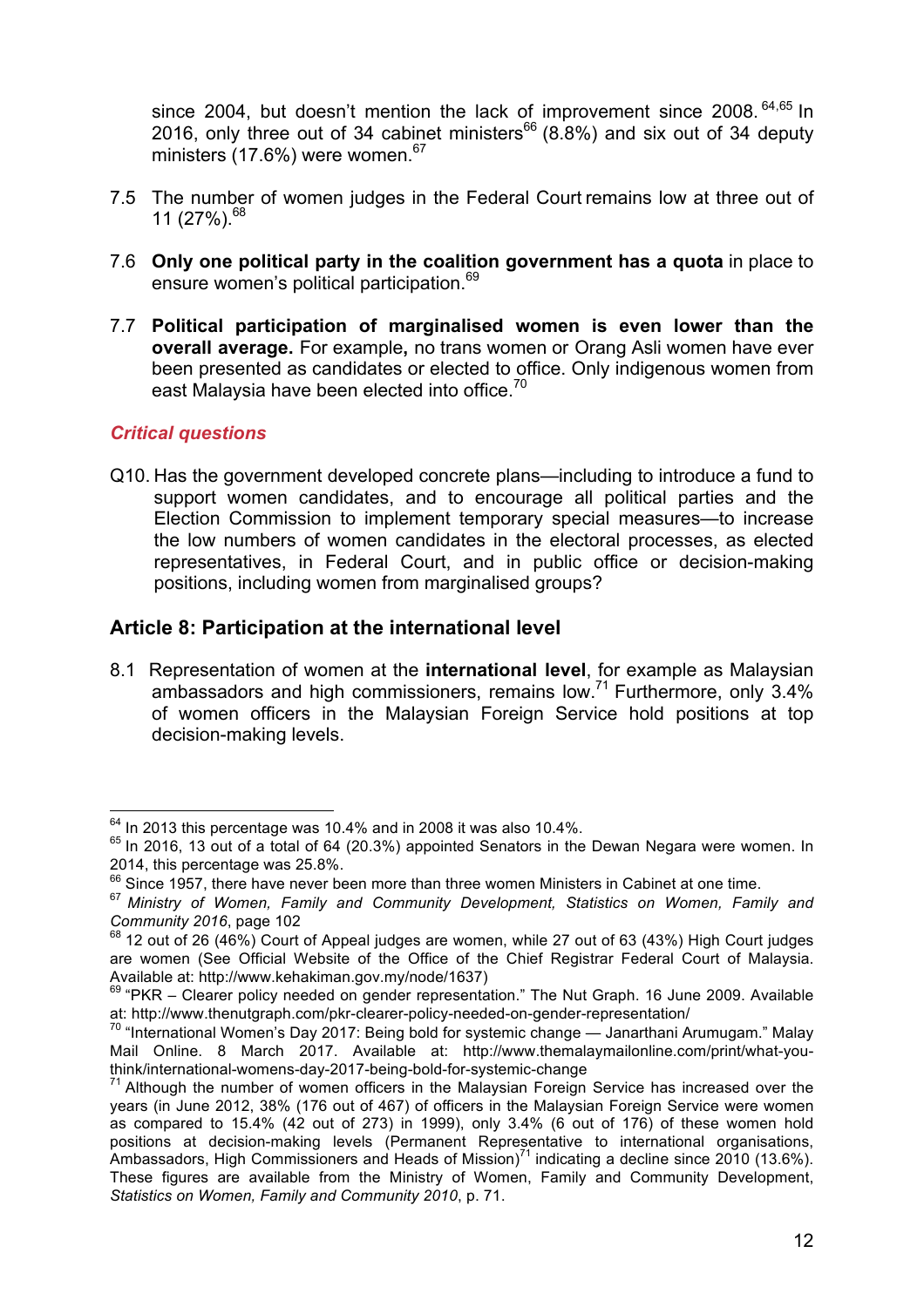since 2004, but doesn't mention the lack of improvement since 2008.[64,65] In 2016, only three out of 34 cabinet ministers[66] (8.8%) and six out of 34 deputy ministers (17.6%) were women.[67]

7.5 The number of women judges in the Federal Court remains low at three out of 11 (27%).[68]

7.6 **Only one political party in the coalition government has a quota** in place to ensure women's political participation.[69]

7.7 **Political participation of marginalised women is even lower than the overall average.** For example**,** no trans women or Orang Asli women have ever been presented as candidates or elected to office. Only indigenous women from east Malaysia have been elected into office.[70]

***Critical questions***

Q10. Has the government developed concrete plans—including to introduce a fund to support women candidates, and to encourage all political parties and the Election Commission to implement temporary special measures—to increase the low numbers of women candidates in the electoral processes, as elected representatives, in Federal Court, and in public office or decision-making positions, including women from marginalised groups?

## Article 8: Participation at the international level

8.1 Representation of women at the **international level**, for example as Malaysian ambassadors and high commissioners, remains low.[71] Furthermore, only 3.4% of women officers in the Malaysian Foreign Service hold positions at top decision-making levels.

---

[64] In 2013 this percentage was 10.4% and in 2008 it was also 10.4%.

[65] In 2016, 13 out of a total of 64 (20.3%) appointed Senators in the Dewan Negara were women. In 2014, this percentage was 25.8%.

[66] Since 1957, there have never been more than three women Ministers in Cabinet at one time.

[67] *Ministry of Women, Family and Community Development, Statistics on Women, Family and Community 2016*, page 102

[68] 12 out of 26 (46%) Court of Appeal judges are women, while 27 out of 63 (43%) High Court judges are women (See Official Website of the Office of the Chief Registrar Federal Court of Malaysia. Available at: http://www.kehakiman.gov.my/node/1637)

[69] "PKR – Clearer policy needed on gender representation." The Nut Graph. 16 June 2009. Available at: http://www.thenutgraph.com/pkr-clearer-policy-needed-on-gender-representation/

[70] "International Women's Day 2017: Being bold for systemic change — Janarthani Arumugam." Malay Mail Online. 8 March 2017. Available at: http://www.themalaymailonline.com/print/what-you-think/international-womens-day-2017-being-bold-for-systemic-change

[71] Although the number of women officers in the Malaysian Foreign Service has increased over the years (in June 2012, 38% (176 out of 467) of officers in the Malaysian Foreign Service were women as compared to 15.4% (42 out of 273) in 1999), only 3.4% (6 out of 176) of these women hold positions at decision-making levels (Permanent Representative to international organisations, Ambassadors, High Commissioners and Heads of Mission)[71] indicating a decline since 2010 (13.6%). These figures are available from the Ministry of Women, Family and Community Development, *Statistics on Women, Family and Community 2010*, p. 71.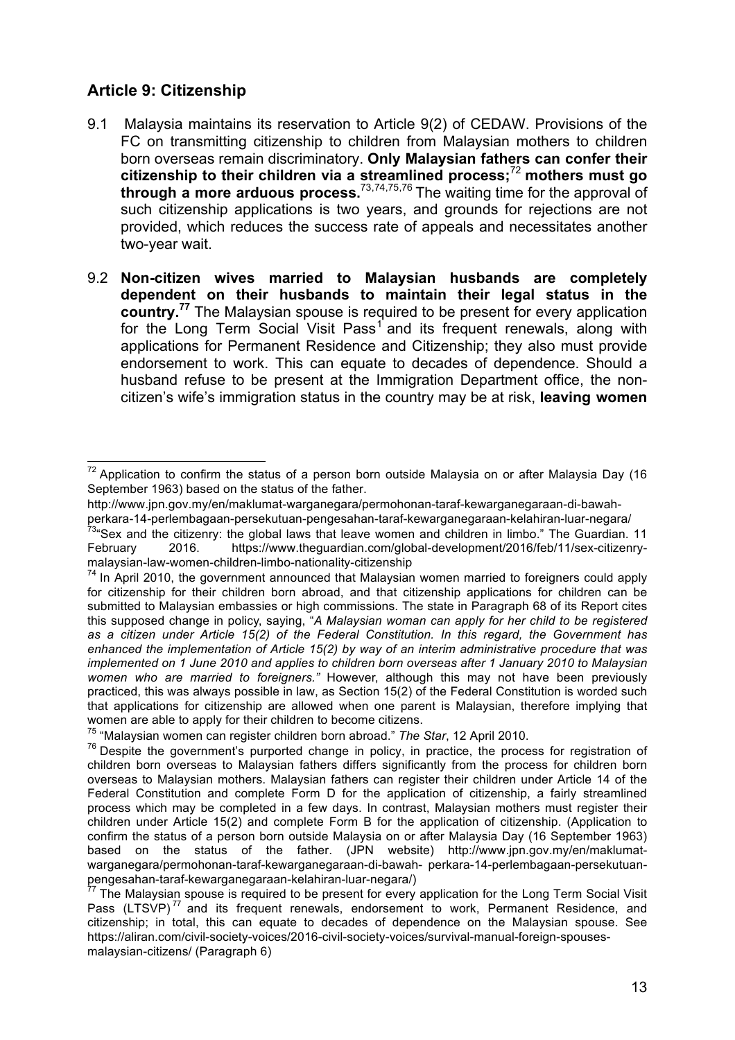## Article 9: Citizenship

9.1 Malaysia maintains its reservation to Article 9(2) of CEDAW. Provisions of the FC on transmitting citizenship to children from Malaysian mothers to children born overseas remain discriminatory. **Only Malaysian fathers can confer their citizenship to their children via a streamlined process;**[72] **mothers must go through a more arduous process.**[73,74,75,76] The waiting time for the approval of such citizenship applications is two years, and grounds for rejections are not provided, which reduces the success rate of appeals and necessitates another two-year wait.

9.2 **Non-citizen wives married to Malaysian husbands are completely dependent on their husbands to maintain their legal status in the country.**[77] The Malaysian spouse is required to be present for every application for the Long Term Social Visit Pass[1] and its frequent renewals, along with applications for Permanent Residence and Citizenship; they also must provide endorsement to work. This can equate to decades of dependence. Should a husband refuse to be present at the Immigration Department office, the non-citizen's wife's immigration status in the country may be at risk, **leaving women**

---

[72] Application to confirm the status of a person born outside Malaysia on or after Malaysia Day (16 September 1963) based on the status of the father. http://www.jpn.gov.my/en/maklumat-warganegara/permohonan-taraf-kewarganegaraan-di-bawah-perkara-14-perlembagaan-persekutuan-pengesahan-taraf-kewarganegaraan-kelahiran-luar-negara/

[73] "Sex and the citizenry: the global laws that leave women and children in limbo." The Guardian. 11 February 2016. https://www.theguardian.com/global-development/2016/feb/11/sex-citizenry-malaysian-law-women-children-limbo-nationality-citizenship

[74] In April 2010, the government announced that Malaysian women married to foreigners could apply for citizenship for their children born abroad, and that citizenship applications for children can be submitted to Malaysian embassies or high commissions. The state in Paragraph 68 of its Report cites this supposed change in policy, saying, "*A Malaysian woman can apply for her child to be registered as a citizen under Article 15(2) of the Federal Constitution. In this regard, the Government has enhanced the implementation of Article 15(2) by way of an interim administrative procedure that was implemented on 1 June 2010 and applies to children born overseas after 1 January 2010 to Malaysian women who are married to foreigners.*" However, although this may not have been previously practiced, this was always possible in law, as Section 15(2) of the Federal Constitution is worded such that applications for citizenship are allowed when one parent is Malaysian, therefore implying that women are able to apply for their children to become citizens.

[75] "Malaysian women can register children born abroad." *The Star*, 12 April 2010.

[76] Despite the government's purported change in policy, in practice, the process for registration of children born overseas to Malaysian fathers differs significantly from the process for children born overseas to Malaysian mothers. Malaysian fathers can register their children under Article 14 of the Federal Constitution and complete Form D for the application of citizenship, a fairly streamlined process which may be completed in a few days. In contrast, Malaysian mothers must register their children under Article 15(2) and complete Form B for the application of citizenship. (Application to confirm the status of a person born outside Malaysia on or after Malaysia Day (16 September 1963) based on the status of the father. (JPN website) http://www.jpn.gov.my/en/maklumat-warganegara/permohonan-taraf-kewarganegaraan-di-bawah- perkara-14-perlembagaan-persekutuan-pengesahan-taraf-kewarganegaraan-kelahiran-luar-negara/)

[77] The Malaysian spouse is required to be present for every application for the Long Term Social Visit Pass (LTSVP)[77] and its frequent renewals, endorsement to work, Permanent Residence, and citizenship; in total, this can equate to decades of dependence on the Malaysian spouse. See https://aliran.com/civil-society-voices/2016-civil-society-voices/survival-manual-foreign-spouses-malaysian-citizens/ (Paragraph 6)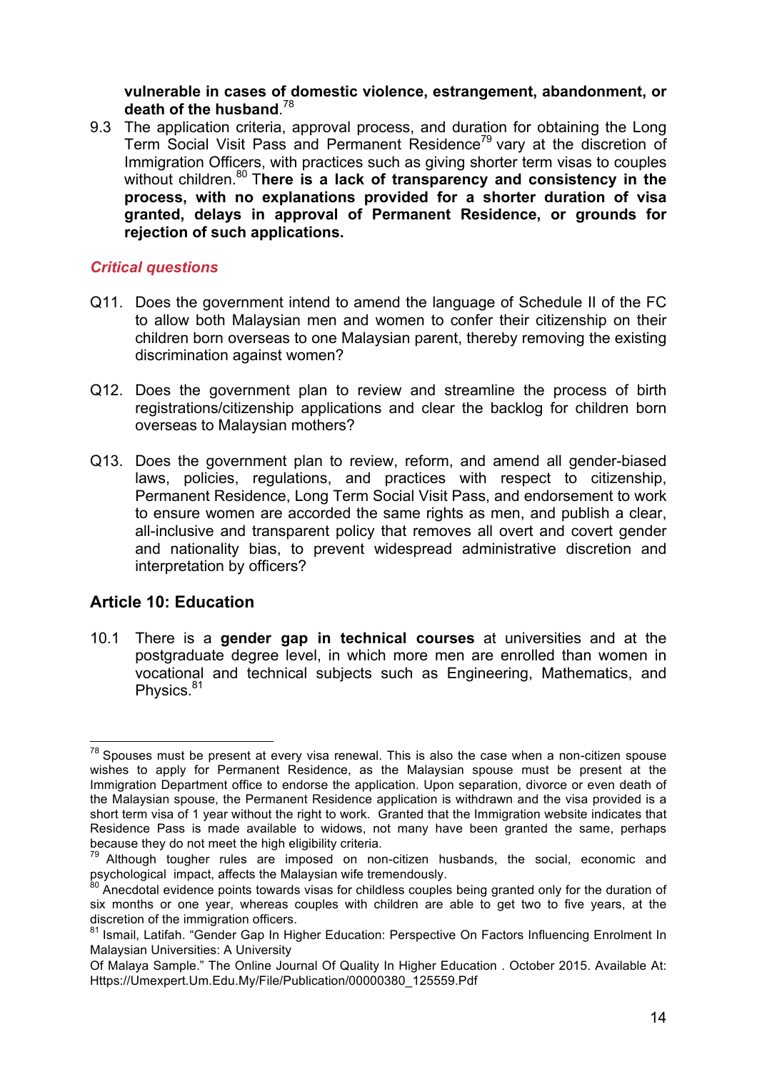**vulnerable in cases of domestic violence, estrangement, abandonment, or death of the husband**.[78]

9.3 The application criteria, approval process, and duration for obtaining the Long Term Social Visit Pass and Permanent Residence[79] vary at the discretion of Immigration Officers, with practices such as giving shorter term visas to couples without children.[80] T**here is a lack of transparency and consistency in the process, with no explanations provided for a shorter duration of visa granted, delays in approval of Permanent Residence, or grounds for rejection of such applications.**

### *Critical questions*

Q11. Does the government intend to amend the language of Schedule II of the FC to allow both Malaysian men and women to confer their citizenship on their children born overseas to one Malaysian parent, thereby removing the existing discrimination against women?

Q12. Does the government plan to review and streamline the process of birth registrations/citizenship applications and clear the backlog for children born overseas to Malaysian mothers?

Q13. Does the government plan to review, reform, and amend all gender-biased laws, policies, regulations, and practices with respect to citizenship, Permanent Residence, Long Term Social Visit Pass, and endorsement to work to ensure women are accorded the same rights as men, and publish a clear, all-inclusive and transparent policy that removes all overt and covert gender and nationality bias, to prevent widespread administrative discretion and interpretation by officers?

## Article 10: Education

10.1 There is a **gender gap in technical courses** at universities and at the postgraduate degree level, in which more men are enrolled than women in vocational and technical subjects such as Engineering, Mathematics, and Physics.[81]

---

[78] Spouses must be present at every visa renewal. This is also the case when a non-citizen spouse wishes to apply for Permanent Residence, as the Malaysian spouse must be present at the Immigration Department office to endorse the application. Upon separation, divorce or even death of the Malaysian spouse, the Permanent Residence application is withdrawn and the visa provided is a short term visa of 1 year without the right to work. Granted that the Immigration website indicates that Residence Pass is made available to widows, not many have been granted the same, perhaps because they do not meet the high eligibility criteria.

[79] Although tougher rules are imposed on non-citizen husbands, the social, economic and psychological impact, affects the Malaysian wife tremendously.

[80] Anecdotal evidence points towards visas for childless couples being granted only for the duration of six months or one year, whereas couples with children are able to get two to five years, at the discretion of the immigration officers.

[81] Ismail, Latifah. "Gender Gap In Higher Education: Perspective On Factors Influencing Enrolment In Malaysian Universities: A University Of Malaya Sample." The Online Journal Of Quality In Higher Education . October 2015. Available At: Https://Umexpert.Um.Edu.My/File/Publication/00000380_125559.Pdf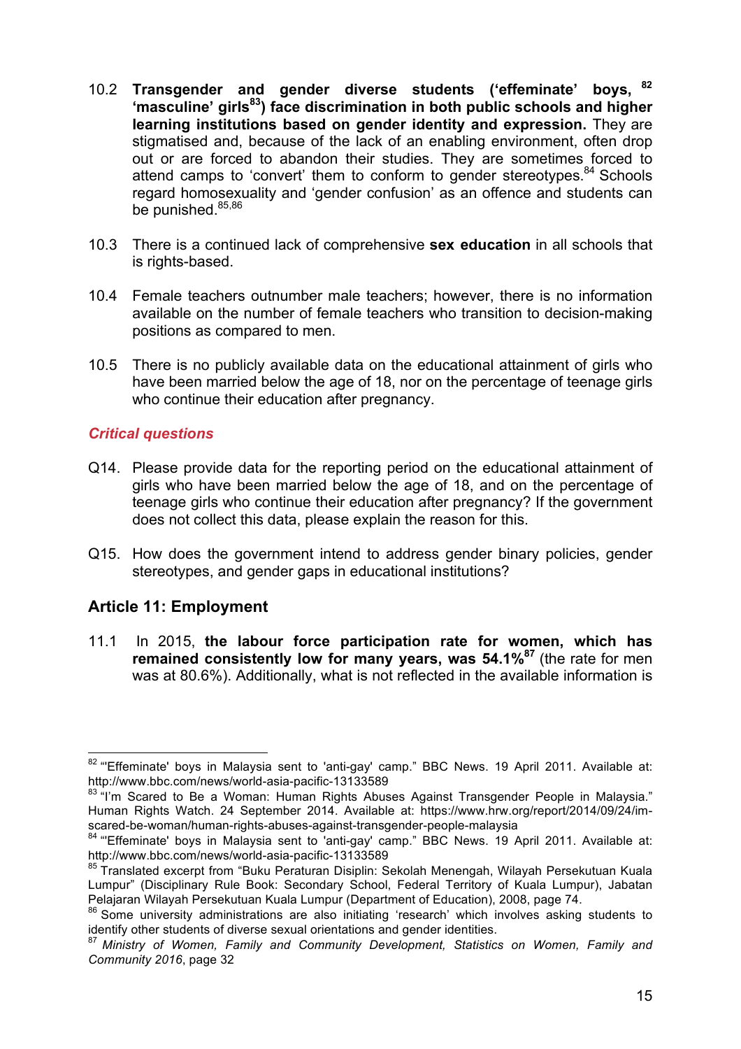10.2 **Transgender and gender diverse students ('effeminate' boys,[82] 'masculine' girls[83]) face discrimination in both public schools and higher learning institutions based on gender identity and expression.** They are stigmatised and, because of the lack of an enabling environment, often drop out or are forced to abandon their studies. They are sometimes forced to attend camps to 'convert' them to conform to gender stereotypes.[84] Schools regard homosexuality and 'gender confusion' as an offence and students can be punished.[85,86]

10.3 There is a continued lack of comprehensive **sex education** in all schools that is rights-based.

10.4 Female teachers outnumber male teachers; however, there is no information available on the number of female teachers who transition to decision-making positions as compared to men.

10.5 There is no publicly available data on the educational attainment of girls who have been married below the age of 18, nor on the percentage of teenage girls who continue their education after pregnancy.

***Critical questions***

Q14. Please provide data for the reporting period on the educational attainment of girls who have been married below the age of 18, and on the percentage of teenage girls who continue their education after pregnancy? If the government does not collect this data, please explain the reason for this.

Q15. How does the government intend to address gender binary policies, gender stereotypes, and gender gaps in educational institutions?

## Article 11: Employment

11.1 In 2015, **the labour force participation rate for women, which has remained consistently low for many years, was 54.1%**[87] (the rate for men was at 80.6%). Additionally, what is not reflected in the available information is

---

[82] "'Effeminate' boys in Malaysia sent to 'anti-gay' camp." BBC News. 19 April 2011. Available at: http://www.bbc.com/news/world-asia-pacific-13133589

[83] "I'm Scared to Be a Woman: Human Rights Abuses Against Transgender People in Malaysia." Human Rights Watch. 24 September 2014. Available at: https://www.hrw.org/report/2014/09/24/im-scared-be-woman/human-rights-abuses-against-transgender-people-malaysia

[84] "'Effeminate' boys in Malaysia sent to 'anti-gay' camp." BBC News. 19 April 2011. Available at: http://www.bbc.com/news/world-asia-pacific-13133589

[85] Translated excerpt from "Buku Peraturan Disiplin: Sekolah Menengah, Wilayah Persekutuan Kuala Lumpur" (Disciplinary Rule Book: Secondary School, Federal Territory of Kuala Lumpur), Jabatan Pelajaran Wilayah Persekutuan Kuala Lumpur (Department of Education), 2008, page 74.

[86] Some university administrations are also initiating 'research' which involves asking students to identify other students of diverse sexual orientations and gender identities.

[87] *Ministry of Women, Family and Community Development, Statistics on Women, Family and Community 2016*, page 32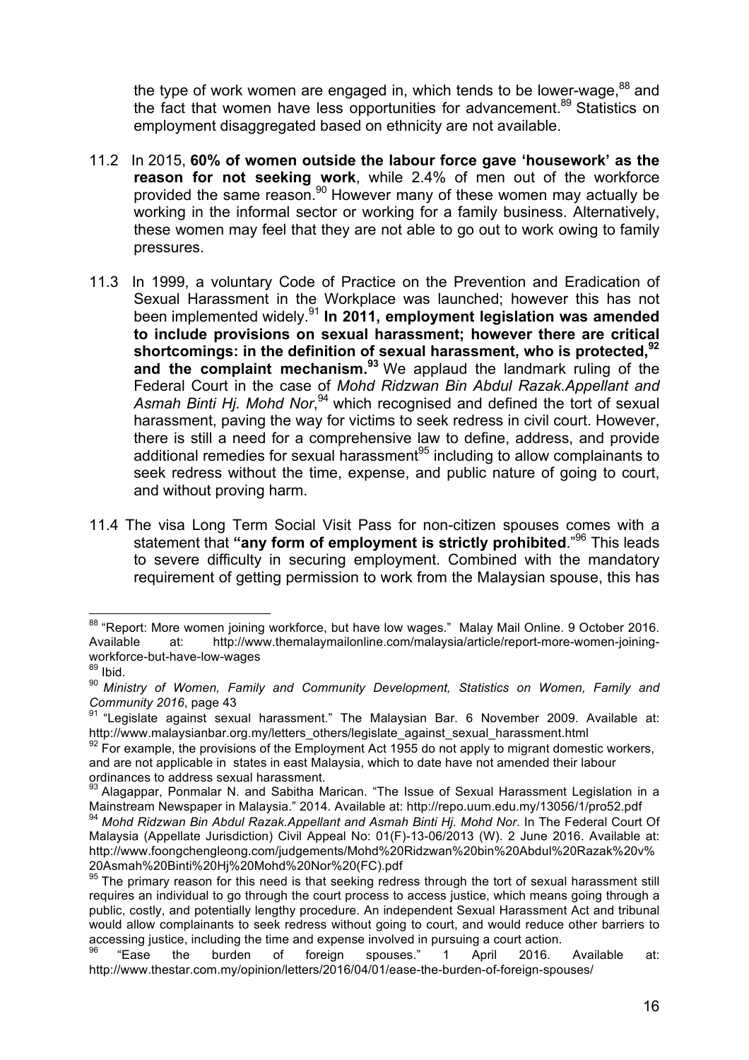the type of work women are engaged in, which tends to be lower-wage,[88] and the fact that women have less opportunities for advancement.[89] Statistics on employment disaggregated based on ethnicity are not available.

11.2 In 2015, **60% of women outside the labour force gave 'housework' as the reason for not seeking work**, while 2.4% of men out of the workforce provided the same reason.[90] However many of these women may actually be working in the informal sector or working for a family business. Alternatively, these women may feel that they are not able to go out to work owing to family pressures.

11.3 In 1999, a voluntary Code of Practice on the Prevention and Eradication of Sexual Harassment in the Workplace was launched; however this has not been implemented widely.[91] **In 2011, employment legislation was amended to include provisions on sexual harassment; however there are critical shortcomings: in the definition of sexual harassment, who is protected,[92] and the complaint mechanism.[93]** We applaud the landmark ruling of the Federal Court in the case of *Mohd Ridzwan Bin Abdul Razak.Appellant and Asmah Binti Hj. Mohd Nor*,[94] which recognised and defined the tort of sexual harassment, paving the way for victims to seek redress in civil court. However, there is still a need for a comprehensive law to define, address, and provide additional remedies for sexual harassment[95] including to allow complainants to seek redress without the time, expense, and public nature of going to court, and without proving harm.

11.4 The visa Long Term Social Visit Pass for non-citizen spouses comes with a statement that **"any form of employment is strictly prohibited**."[96] This leads to severe difficulty in securing employment. Combined with the mandatory requirement of getting permission to work from the Malaysian spouse, this has

---

[88] "Report: More women joining workforce, but have low wages." Malay Mail Online. 9 October 2016. Available at: http://www.themalaymailonline.com/malaysia/article/report-more-women-joining-workforce-but-have-low-wages

[89] Ibid.

[90] *Ministry of Women, Family and Community Development, Statistics on Women, Family and Community 2016*, page 43

[91] "Legislate against sexual harassment." The Malaysian Bar. 6 November 2009. Available at: http://www.malaysianbar.org.my/letters_others/legislate_against_sexual_harassment.html

[92] For example, the provisions of the Employment Act 1955 do not apply to migrant domestic workers, and are not applicable in states in east Malaysia, which to date have not amended their labour ordinances to address sexual harassment.

[93] Alagappar, Ponmalar N. and Sabitha Marican. "The Issue of Sexual Harassment Legislation in a Mainstream Newspaper in Malaysia." 2014. Available at: http://repo.uum.edu.my/13056/1/pro52.pdf

[94] *Mohd Ridzwan Bin Abdul Razak.Appellant and Asmah Binti Hj. Mohd Nor*. In The Federal Court Of Malaysia (Appellate Jurisdiction) Civil Appeal No: 01(F)-13-06/2013 (W). 2 June 2016. Available at: http://www.foongchengleong.com/judgements/Mohd%20Ridzwan%20bin%20Abdul%20Razak%20v%20Asmah%20Binti%20Hj%20Mohd%20Nor%20(FC).pdf

[95] The primary reason for this need is that seeking redress through the tort of sexual harassment still requires an individual to go through the court process to access justice, which means going through a public, costly, and potentially lengthy procedure. An independent Sexual Harassment Act and tribunal would allow complainants to seek redress without going to court, and would reduce other barriers to accessing justice, including the time and expense involved in pursuing a court action.

[96] "Ease the burden of foreign spouses." 1 April 2016. Available at: http://www.thestar.com.my/opinion/letters/2016/04/01/ease-the-burden-of-foreign-spouses/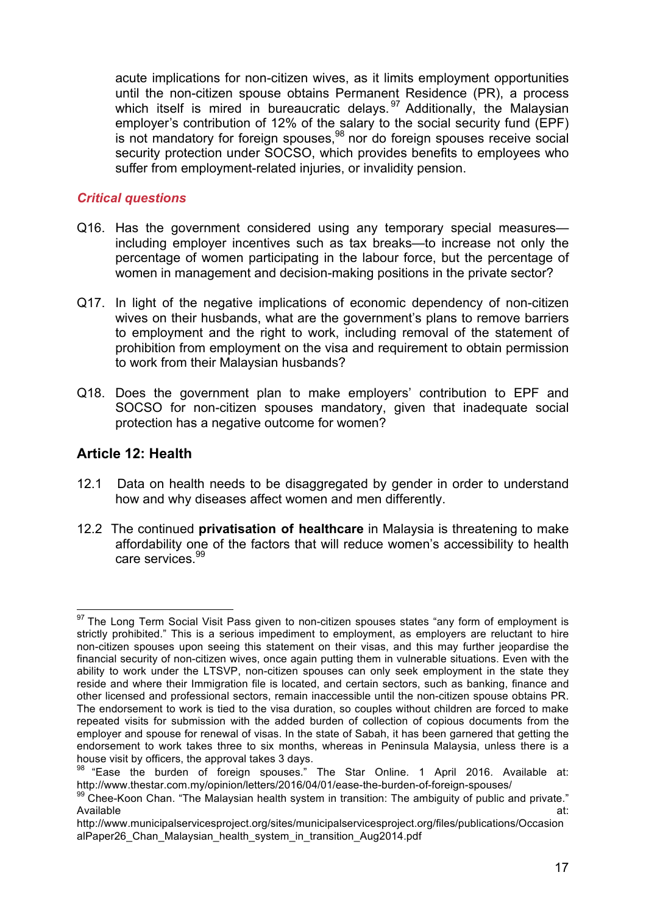acute implications for non-citizen wives, as it limits employment opportunities until the non-citizen spouse obtains Permanent Residence (PR), a process which itself is mired in bureaucratic delays.[97] Additionally, the Malaysian employer's contribution of 12% of the salary to the social security fund (EPF) is not mandatory for foreign spouses,[98] nor do foreign spouses receive social security protection under SOCSO, which provides benefits to employees who suffer from employment-related injuries, or invalidity pension.

***Critical questions***

Q16. Has the government considered using any temporary special measures—including employer incentives such as tax breaks—to increase not only the percentage of women participating in the labour force, but the percentage of women in management and decision-making positions in the private sector?

Q17. In light of the negative implications of economic dependency of non-citizen wives on their husbands, what are the government's plans to remove barriers to employment and the right to work, including removal of the statement of prohibition from employment on the visa and requirement to obtain permission to work from their Malaysian husbands?

Q18. Does the government plan to make employers' contribution to EPF and SOCSO for non-citizen spouses mandatory, given that inadequate social protection has a negative outcome for women?

## Article 12: Health

12.1 Data on health needs to be disaggregated by gender in order to understand how and why diseases affect women and men differently.

12.2 The continued **privatisation of healthcare** in Malaysia is threatening to make affordability one of the factors that will reduce women's accessibility to health care services.[99]

---

[97] The Long Term Social Visit Pass given to non-citizen spouses states "any form of employment is strictly prohibited." This is a serious impediment to employment, as employers are reluctant to hire non-citizen spouses upon seeing this statement on their visas, and this may further jeopardise the financial security of non-citizen wives, once again putting them in vulnerable situations. Even with the ability to work under the LTSVP, non-citizen spouses can only seek employment in the state they reside and where their Immigration file is located, and certain sectors, such as banking, finance and other licensed and professional sectors, remain inaccessible until the non-citizen spouse obtains PR. The endorsement to work is tied to the visa duration, so couples without children are forced to make repeated visits for submission with the added burden of collection of copious documents from the employer and spouse for renewal of visas. In the state of Sabah, it has been garnered that getting the endorsement to work takes three to six months, whereas in Peninsula Malaysia, unless there is a house visit by officers, the approval takes 3 days.

[98] "Ease the burden of foreign spouses." The Star Online. 1 April 2016. Available at: http://www.thestar.com.my/opinion/letters/2016/04/01/ease-the-burden-of-foreign-spouses/

[99] Chee-Koon Chan. "The Malaysian health system in transition: The ambiguity of public and private." Available at: http://www.municipalservicesproject.org/sites/municipalservicesproject.org/files/publications/OccasionalPaper26_Chan_Malaysian_health_system_in_transition_Aug2014.pdf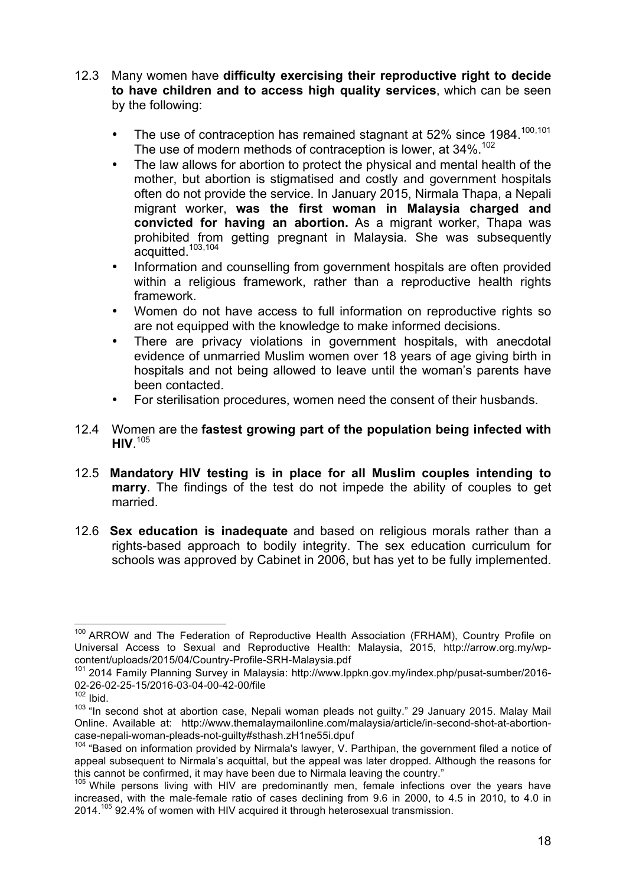12.3 Many women have **difficulty exercising their reproductive right to decide to have children and to access high quality services**, which can be seen by the following:

- The use of contraception has remained stagnant at 52% since 1984.[100,101] The use of modern methods of contraception is lower, at 34%.[102]
- The law allows for abortion to protect the physical and mental health of the mother, but abortion is stigmatised and costly and government hospitals often do not provide the service. In January 2015, Nirmala Thapa, a Nepali migrant worker, **was the first woman in Malaysia charged and convicted for having an abortion.** As a migrant worker, Thapa was prohibited from getting pregnant in Malaysia. She was subsequently acquitted.[103,104]
- Information and counselling from government hospitals are often provided within a religious framework, rather than a reproductive health rights framework.
- Women do not have access to full information on reproductive rights so are not equipped with the knowledge to make informed decisions.
- There are privacy violations in government hospitals, with anecdotal evidence of unmarried Muslim women over 18 years of age giving birth in hospitals and not being allowed to leave until the woman's parents have been contacted.
- For sterilisation procedures, women need the consent of their husbands.

12.4 Women are the **fastest growing part of the population being infected with HIV**.[105]

12.5 **Mandatory HIV testing is in place for all Muslim couples intending to marry**. The findings of the test do not impede the ability of couples to get married.

12.6 **Sex education is inadequate** and based on religious morals rather than a rights-based approach to bodily integrity. The sex education curriculum for schools was approved by Cabinet in 2006, but has yet to be fully implemented.

---

[100] ARROW and The Federation of Reproductive Health Association (FRHAM), Country Profile on Universal Access to Sexual and Reproductive Health: Malaysia, 2015, http://arrow.org.my/wp-content/uploads/2015/04/Country-Profile-SRH-Malaysia.pdf

[101] 2014 Family Planning Survey in Malaysia: http://www.lppkn.gov.my/index.php/pusat-sumber/2016-02-26-02-25-15/2016-03-04-00-42-00/file

[102] Ibid.

[103] "In second shot at abortion case, Nepali woman pleads not guilty." 29 January 2015. Malay Mail Online. Available at: http://www.themalaymailonline.com/malaysia/article/in-second-shot-at-abortion-case-nepali-woman-pleads-not-guilty#sthash.zH1ne55i.dpuf

[104] "Based on information provided by Nirmala's lawyer, V. Parthipan, the government filed a notice of appeal subsequent to Nirmala's acquittal, but the appeal was later dropped. Although the reasons for this cannot be confirmed, it may have been due to Nirmala leaving the country."

[105] While persons living with HIV are predominantly men, female infections over the years have increased, with the male-female ratio of cases declining from 9.6 in 2000, to 4.5 in 2010, to 4.0 in 2014.[105] 92.4% of women with HIV acquired it through heterosexual transmission.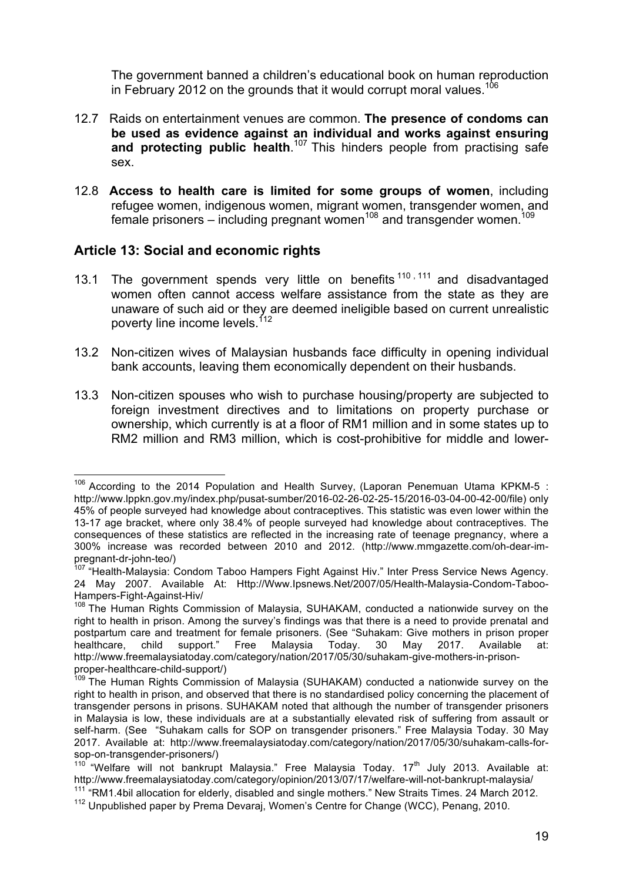The government banned a children's educational book on human reproduction in February 2012 on the grounds that it would corrupt moral values.[106]

12.7 Raids on entertainment venues are common. **The presence of condoms can be used as evidence against an individual and works against ensuring and protecting public health**.[107] This hinders people from practising safe sex.

12.8 **Access to health care is limited for some groups of women**, including refugee women, indigenous women, migrant women, transgender women, and female prisoners – including pregnant women[108] and transgender women.[109]

## Article 13: Social and economic rights

13.1 The government spends very little on benefits[110, 111] and disadvantaged women often cannot access welfare assistance from the state as they are unaware of such aid or they are deemed ineligible based on current unrealistic poverty line income levels.[112]

13.2 Non-citizen wives of Malaysian husbands face difficulty in opening individual bank accounts, leaving them economically dependent on their husbands.

13.3 Non-citizen spouses who wish to purchase housing/property are subjected to foreign investment directives and to limitations on property purchase or ownership, which currently is at a floor of RM1 million and in some states up to RM2 million and RM3 million, which is cost-prohibitive for middle and lower-

---

[106] According to the 2014 Population and Health Survey, (Laporan Penemuan Utama KPKM-5 : http://www.lppkn.gov.my/index.php/pusat-sumber/2016-02-26-02-25-15/2016-03-04-00-42-00/file) only 45% of people surveyed had knowledge about contraceptives. This statistic was even lower within the 13-17 age bracket, where only 38.4% of people surveyed had knowledge about contraceptives. The consequences of these statistics are reflected in the increasing rate of teenage pregnancy, where a 300% increase was recorded between 2010 and 2012. (http://www.mmgazette.com/oh-dear-im-pregnant-dr-john-teo/)

[107] "Health-Malaysia: Condom Taboo Hampers Fight Against Hiv." Inter Press Service News Agency. 24 May 2007. Available At: Http://Www.Ipsnews.Net/2007/05/Health-Malaysia-Condom-Taboo-Hampers-Fight-Against-Hiv/

[108] The Human Rights Commission of Malaysia, SUHAKAM, conducted a nationwide survey on the right to health in prison. Among the survey's findings was that there is a need to provide prenatal and postpartum care and treatment for female prisoners. (See "Suhakam: Give mothers in prison proper healthcare, child support." Free Malaysia Today. 30 May 2017. Available at: http://www.freemalaysiatoday.com/category/nation/2017/05/30/suhakam-give-mothers-in-prison-proper-healthcare-child-support/)

[109] The Human Rights Commission of Malaysia (SUHAKAM) conducted a nationwide survey on the right to health in prison, and observed that there is no standardised policy concerning the placement of transgender persons in prisons. SUHAKAM noted that although the number of transgender prisoners in Malaysia is low, these individuals are at a substantially elevated risk of suffering from assault or self-harm. (See "Suhakam calls for SOP on transgender prisoners." Free Malaysia Today. 30 May 2017. Available at: http://www.freemalaysiatoday.com/category/nation/2017/05/30/suhakam-calls-for-sop-on-transgender-prisoners/)

[110] "Welfare will not bankrupt Malaysia." Free Malaysia Today. 17th July 2013. Available at: http://www.freemalaysiatoday.com/category/opinion/2013/07/17/welfare-will-not-bankrupt-malaysia/

[111] "RM1.4bil allocation for elderly, disabled and single mothers." New Straits Times. 24 March 2012.

[112] Unpublished paper by Prema Devaraj, Women's Centre for Change (WCC), Penang, 2010.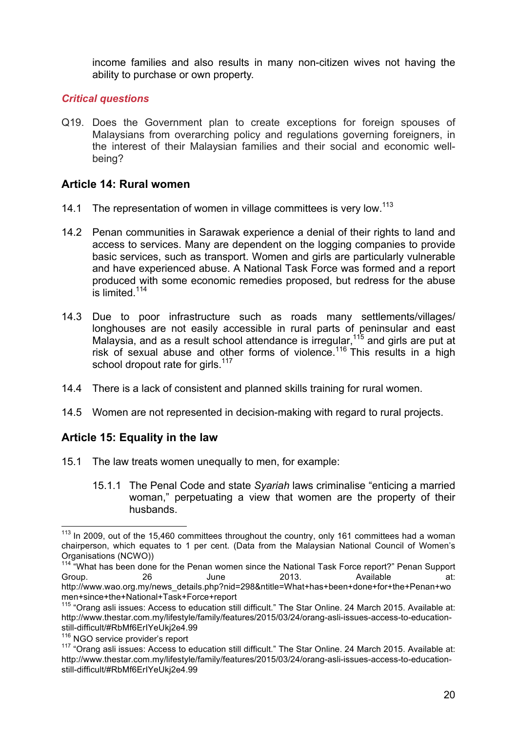income families and also results in many non-citizen wives not having the ability to purchase or own property.

### *Critical questions*

Q19. Does the Government plan to create exceptions for foreign spouses of Malaysians from overarching policy and regulations governing foreigners, in the interest of their Malaysian families and their social and economic well-being?

## Article 14: Rural women

14.1 The representation of women in village committees is very low.[113]

14.2 Penan communities in Sarawak experience a denial of their rights to land and access to services. Many are dependent on the logging companies to provide basic services, such as transport. Women and girls are particularly vulnerable and have experienced abuse. A National Task Force was formed and a report produced with some economic remedies proposed, but redress for the abuse is limited.[114]

14.3 Due to poor infrastructure such as roads many settlements/villages/longhouses are not easily accessible in rural parts of peninsular and east Malaysia, and as a result school attendance is irregular,[115] and girls are put at risk of sexual abuse and other forms of violence.[116] This results in a high school dropout rate for girls.[117]

14.4 There is a lack of consistent and planned skills training for rural women.

14.5 Women are not represented in decision-making with regard to rural projects.

## Article 15: Equality in the law

15.1 The law treats women unequally to men, for example:

15.1.1 The Penal Code and state *Syariah* laws criminalise "enticing a married woman," perpetuating a view that women are the property of their husbands.

---

[113] In 2009, out of the 15,460 committees throughout the country, only 161 committees had a woman chairperson, which equates to 1 per cent. (Data from the Malaysian National Council of Women's Organisations (NCWO))

[114] "What has been done for the Penan women since the National Task Force report?" Penan Support Group. 26 June 2013. Available at: http://www.wao.org.my/news_details.php?nid=298&ntitle=What+has+been+done+for+the+Penan+women+since+the+National+Task+Force+report

[115] "Orang asli issues: Access to education still difficult." The Star Online. 24 March 2015. Available at: http://www.thestar.com.my/lifestyle/family/features/2015/03/24/orang-asli-issues-access-to-education-still-difficult/#RbMf6ErIYeUkj2e4.99

[116] NGO service provider's report

[117] "Orang asli issues: Access to education still difficult." The Star Online. 24 March 2015. Available at: http://www.thestar.com.my/lifestyle/family/features/2015/03/24/orang-asli-issues-access-to-education-still-difficult/#RbMf6ErIYeUkj2e4.99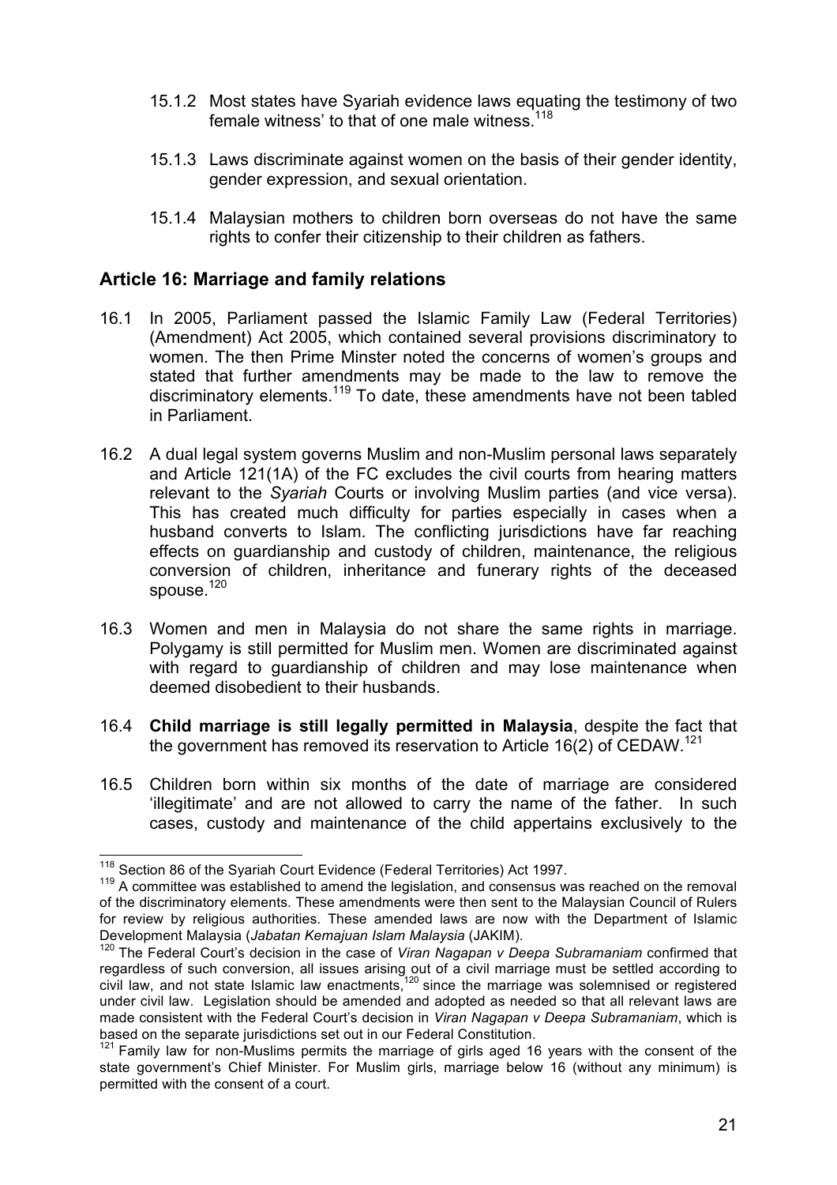15.1.2 Most states have Syariah evidence laws equating the testimony of two female witness' to that of one male witness.[118]

15.1.3 Laws discriminate against women on the basis of their gender identity, gender expression, and sexual orientation.

15.1.4 Malaysian mothers to children born overseas do not have the same rights to confer their citizenship to their children as fathers.

## Article 16: Marriage and family relations

16.1 In 2005, Parliament passed the Islamic Family Law (Federal Territories) (Amendment) Act 2005, which contained several provisions discriminatory to women. The then Prime Minster noted the concerns of women's groups and stated that further amendments may be made to the law to remove the discriminatory elements.[119] To date, these amendments have not been tabled in Parliament.

16.2 A dual legal system governs Muslim and non-Muslim personal laws separately and Article 121(1A) of the FC excludes the civil courts from hearing matters relevant to the *Syariah* Courts or involving Muslim parties (and vice versa). This has created much difficulty for parties especially in cases when a husband converts to Islam. The conflicting jurisdictions have far reaching effects on guardianship and custody of children, maintenance, the religious conversion of children, inheritance and funerary rights of the deceased spouse.[120]

16.3 Women and men in Malaysia do not share the same rights in marriage. Polygamy is still permitted for Muslim men. Women are discriminated against with regard to guardianship of children and may lose maintenance when deemed disobedient to their husbands.

16.4 **Child marriage is still legally permitted in Malaysia**, despite the fact that the government has removed its reservation to Article 16(2) of CEDAW.[121]

16.5 Children born within six months of the date of marriage are considered 'illegitimate' and are not allowed to carry the name of the father. In such cases, custody and maintenance of the child appertains exclusively to the

---

[118] Section 86 of the Syariah Court Evidence (Federal Territories) Act 1997.

[119] A committee was established to amend the legislation, and consensus was reached on the removal of the discriminatory elements. These amendments were then sent to the Malaysian Council of Rulers for review by religious authorities. These amended laws are now with the Department of Islamic Development Malaysia (*Jabatan Kemajuan Islam Malaysia* (JAKIM).

[120] The Federal Court's decision in the case of *Viran Nagapan v Deepa Subramaniam* confirmed that regardless of such conversion, all issues arising out of a civil marriage must be settled according to civil law, and not state Islamic law enactments,[120] since the marriage was solemnised or registered under civil law. Legislation should be amended and adopted as needed so that all relevant laws are made consistent with the Federal Court's decision in *Viran Nagapan v Deepa Subramaniam*, which is based on the separate jurisdictions set out in our Federal Constitution.

[121] Family law for non-Muslims permits the marriage of girls aged 16 years with the consent of the state government's Chief Minister. For Muslim girls, marriage below 16 (without any minimum) is permitted with the consent of a court.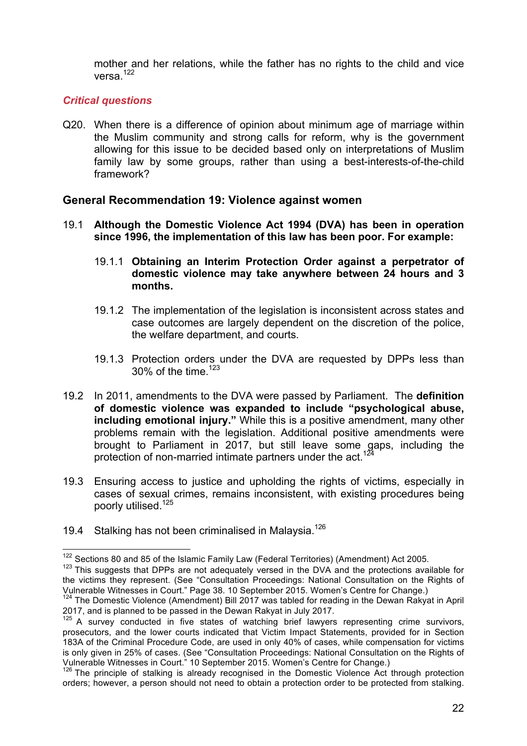mother and her relations, while the father has no rights to the child and vice versa.[122]

### *Critical questions*

Q20. When there is a difference of opinion about minimum age of marriage within the Muslim community and strong calls for reform, why is the government allowing for this issue to be decided based only on interpretations of Muslim family law by some groups, rather than using a best-interests-of-the-child framework?

## General Recommendation 19: Violence against women

19.1 **Although the Domestic Violence Act 1994 (DVA) has been in operation since 1996, the implementation of this law has been poor. For example:**

19.1.1 **Obtaining an Interim Protection Order against a perpetrator of domestic violence may take anywhere between 24 hours and 3 months.**

19.1.2 The implementation of the legislation is inconsistent across states and case outcomes are largely dependent on the discretion of the police, the welfare department, and courts.

19.1.3 Protection orders under the DVA are requested by DPPs less than 30% of the time.[123]

19.2 In 2011, amendments to the DVA were passed by Parliament. The **definition of domestic violence was expanded to include "psychological abuse, including emotional injury."** While this is a positive amendment, many other problems remain with the legislation. Additional positive amendments were brought to Parliament in 2017, but still leave some gaps, including the protection of non-married intimate partners under the act.[124]

19.3 Ensuring access to justice and upholding the rights of victims, especially in cases of sexual crimes, remains inconsistent, with existing procedures being poorly utilised.[125]

19.4 Stalking has not been criminalised in Malaysia.[126]

---

[122] Sections 80 and 85 of the Islamic Family Law (Federal Territories) (Amendment) Act 2005.

[123] This suggests that DPPs are not adequately versed in the DVA and the protections available for the victims they represent. (See "Consultation Proceedings: National Consultation on the Rights of Vulnerable Witnesses in Court." Page 38. 10 September 2015. Women's Centre for Change.)

[124] The Domestic Violence (Amendment) Bill 2017 was tabled for reading in the Dewan Rakyat in April 2017, and is planned to be passed in the Dewan Rakyat in July 2017.

[125] A survey conducted in five states of watching brief lawyers representing crime survivors, prosecutors, and the lower courts indicated that Victim Impact Statements, provided for in Section 183A of the Criminal Procedure Code, are used in only 40% of cases, while compensation for victims is only given in 25% of cases. (See "Consultation Proceedings: National Consultation on the Rights of Vulnerable Witnesses in Court." 10 September 2015. Women's Centre for Change.)

[126] The principle of stalking is already recognised in the Domestic Violence Act through protection orders; however, a person should not need to obtain a protection order to be protected from stalking.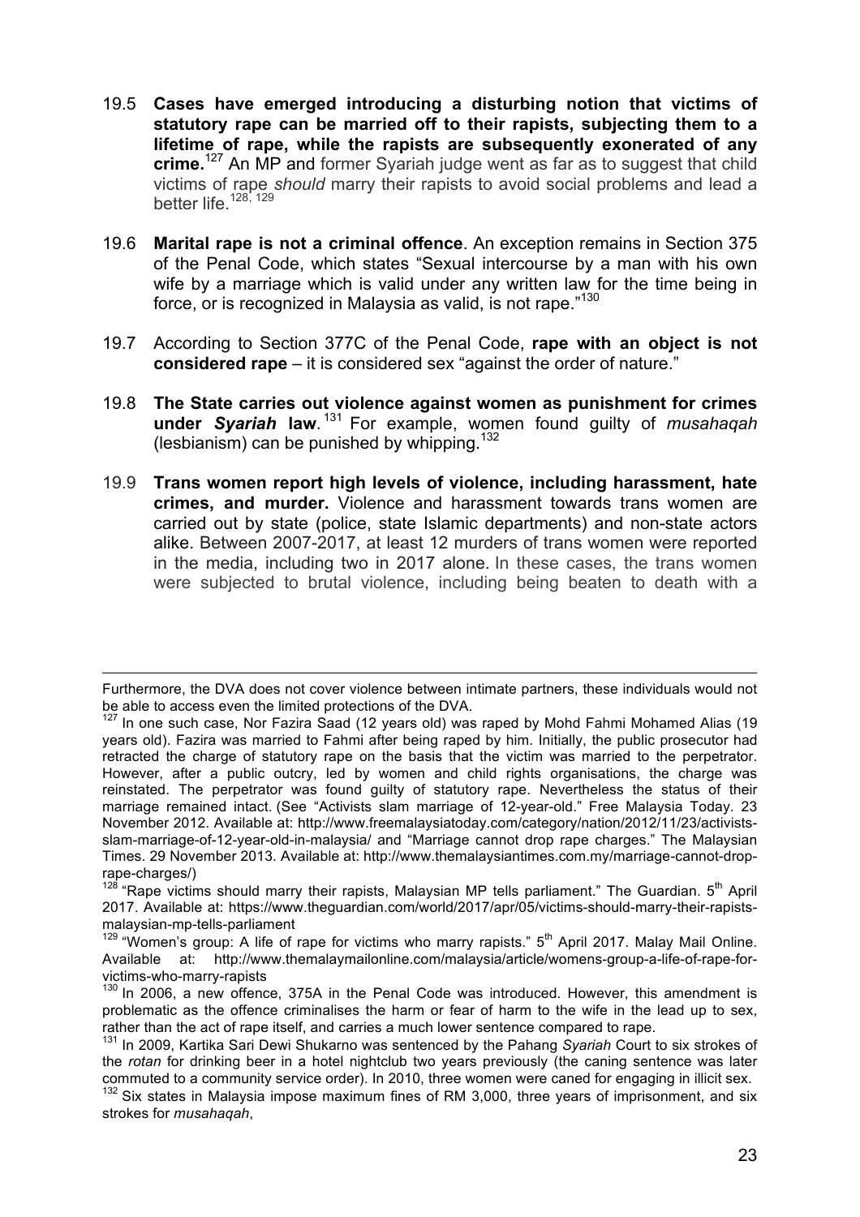19.5 **Cases have emerged introducing a disturbing notion that victims of statutory rape can be married off to their rapists, subjecting them to a lifetime of rape, while the rapists are subsequently exonerated of any crime.**[127] An MP and former Syariah judge went as far as to suggest that child victims of rape *should* marry their rapists to avoid social problems and lead a better life.[128, 129]

19.6 **Marital rape is not a criminal offence**. An exception remains in Section 375 of the Penal Code, which states "Sexual intercourse by a man with his own wife by a marriage which is valid under any written law for the time being in force, or is recognized in Malaysia as valid, is not rape."[130]

19.7 According to Section 377C of the Penal Code, **rape with an object is not considered rape** – it is considered sex "against the order of nature."

19.8 **The State carries out violence against women as punishment for crimes under *Syariah* law**.[131] For example, women found guilty of *musahaqah* (lesbianism) can be punished by whipping.[132]

19.9 **Trans women report high levels of violence, including harassment, hate crimes, and murder.** Violence and harassment towards trans women are carried out by state (police, state Islamic departments) and non-state actors alike. Between 2007-2017, at least 12 murders of trans women were reported in the media, including two in 2017 alone. In these cases, the trans women were subjected to brutal violence, including being beaten to death with a

---

Furthermore, the DVA does not cover violence between intimate partners, these individuals would not be able to access even the limited protections of the DVA.

[127] In one such case, Nor Fazira Saad (12 years old) was raped by Mohd Fahmi Mohamed Alias (19 years old). Fazira was married to Fahmi after being raped by him. Initially, the public prosecutor had retracted the charge of statutory rape on the basis that the victim was married to the perpetrator. However, after a public outcry, led by women and child rights organisations, the charge was reinstated. The perpetrator was found guilty of statutory rape. Nevertheless the status of their marriage remained intact. (See "Activists slam marriage of 12-year-old." Free Malaysia Today. 23 November 2012. Available at: http://www.freemalaysiatoday.com/category/nation/2012/11/23/activists-slam-marriage-of-12-year-old-in-malaysia/ and "Marriage cannot drop rape charges." The Malaysian Times. 29 November 2013. Available at: http://www.themalaysiantimes.com.my/marriage-cannot-drop-rape-charges/)

[128] "Rape victims should marry their rapists, Malaysian MP tells parliament." The Guardian. 5th April 2017. Available at: https://www.theguardian.com/world/2017/apr/05/victims-should-marry-their-rapists-malaysian-mp-tells-parliament

[129] "Women's group: A life of rape for victims who marry rapists." 5th April 2017. Malay Mail Online. Available at: http://www.themalaymailonline.com/malaysia/article/womens-group-a-life-of-rape-for-victims-who-marry-rapists

[130] In 2006, a new offence, 375A in the Penal Code was introduced. However, this amendment is problematic as the offence criminalises the harm or fear of harm to the wife in the lead up to sex, rather than the act of rape itself, and carries a much lower sentence compared to rape.

[131] In 2009, Kartika Sari Dewi Shukarno was sentenced by the Pahang *Syariah* Court to six strokes of the *rotan* for drinking beer in a hotel nightclub two years previously (the caning sentence was later commuted to a community service order). In 2010, three women were caned for engaging in illicit sex.

[132] Six states in Malaysia impose maximum fines of RM 3,000, three years of imprisonment, and six strokes for *musahaqah*,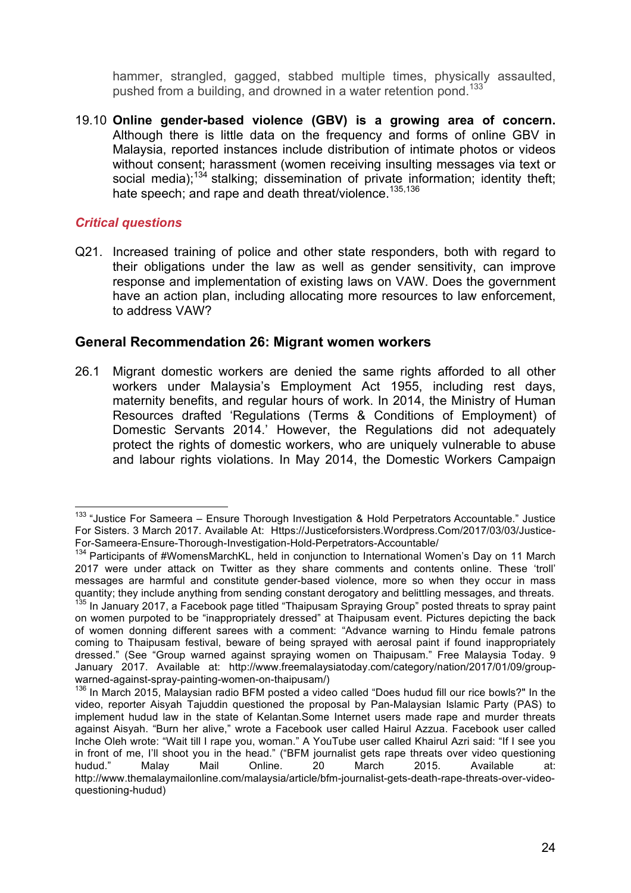hammer, strangled, gagged, stabbed multiple times, physically assaulted, pushed from a building, and drowned in a water retention pond.[133]

19.10 **Online gender-based violence (GBV) is a growing area of concern.** Although there is little data on the frequency and forms of online GBV in Malaysia, reported instances include distribution of intimate photos or videos without consent; harassment (women receiving insulting messages via text or social media);[134] stalking; dissemination of private information; identity theft; hate speech; and rape and death threat/violence.[135,136]

### *Critical questions*

Q21. Increased training of police and other state responders, both with regard to their obligations under the law as well as gender sensitivity, can improve response and implementation of existing laws on VAW. Does the government have an action plan, including allocating more resources to law enforcement, to address VAW?

## General Recommendation 26: Migrant women workers

26.1 Migrant domestic workers are denied the same rights afforded to all other workers under Malaysia's Employment Act 1955, including rest days, maternity benefits, and regular hours of work. In 2014, the Ministry of Human Resources drafted 'Regulations (Terms & Conditions of Employment) of Domestic Servants 2014.' However, the Regulations did not adequately protect the rights of domestic workers, who are uniquely vulnerable to abuse and labour rights violations. In May 2014, the Domestic Workers Campaign

---

[133] "Justice For Sameera – Ensure Thorough Investigation & Hold Perpetrators Accountable." Justice For Sisters. 3 March 2017. Available At: Https://Justiceforsisters.Wordpress.Com/2017/03/03/Justice-For-Sameera-Ensure-Thorough-Investigation-Hold-Perpetrators-Accountable/

[134] Participants of #WomensMarchKL, held in conjunction to International Women's Day on 11 March 2017 were under attack on Twitter as they share comments and contents online. These 'troll' messages are harmful and constitute gender-based violence, more so when they occur in mass quantity; they include anything from sending constant derogatory and belittling messages, and threats.

[135] In January 2017, a Facebook page titled "Thaipusam Spraying Group" posted threats to spray paint on women purpoted to be "inappropriately dressed" at Thaipusam event. Pictures depicting the back of women donning different sarees with a comment: "Advance warning to Hindu female patrons coming to Thaipusam festival, beware of being sprayed with aerosal paint if found inappropriately dressed." (See "Group warned against spraying women on Thaipusam." Free Malaysia Today. 9 January 2017. Available at: http://www.freemalaysiatoday.com/category/nation/2017/01/09/group-warned-against-spray-painting-women-on-thaipusam/)

[136] In March 2015, Malaysian radio BFM posted a video called "Does hudud fill our rice bowls?" In the video, reporter Aisyah Tajuddin questioned the proposal by Pan-Malaysian Islamic Party (PAS) to implement hudud law in the state of Kelantan.Some Internet users made rape and murder threats against Aisyah. "Burn her alive," wrote a Facebook user called Hairul Azzua. Facebook user called Inche Oleh wrote: "Wait till I rape you, woman." A YouTube user called Khairul Azri said: "If I see you in front of me, I'll shoot you in the head." ("BFM journalist gets rape threats over video questioning hudud." Malay Mail Online. 20 March 2015. Available at: http://www.themalaymailonline.com/malaysia/article/bfm-journalist-gets-death-rape-threats-over-video-questioning-hudud)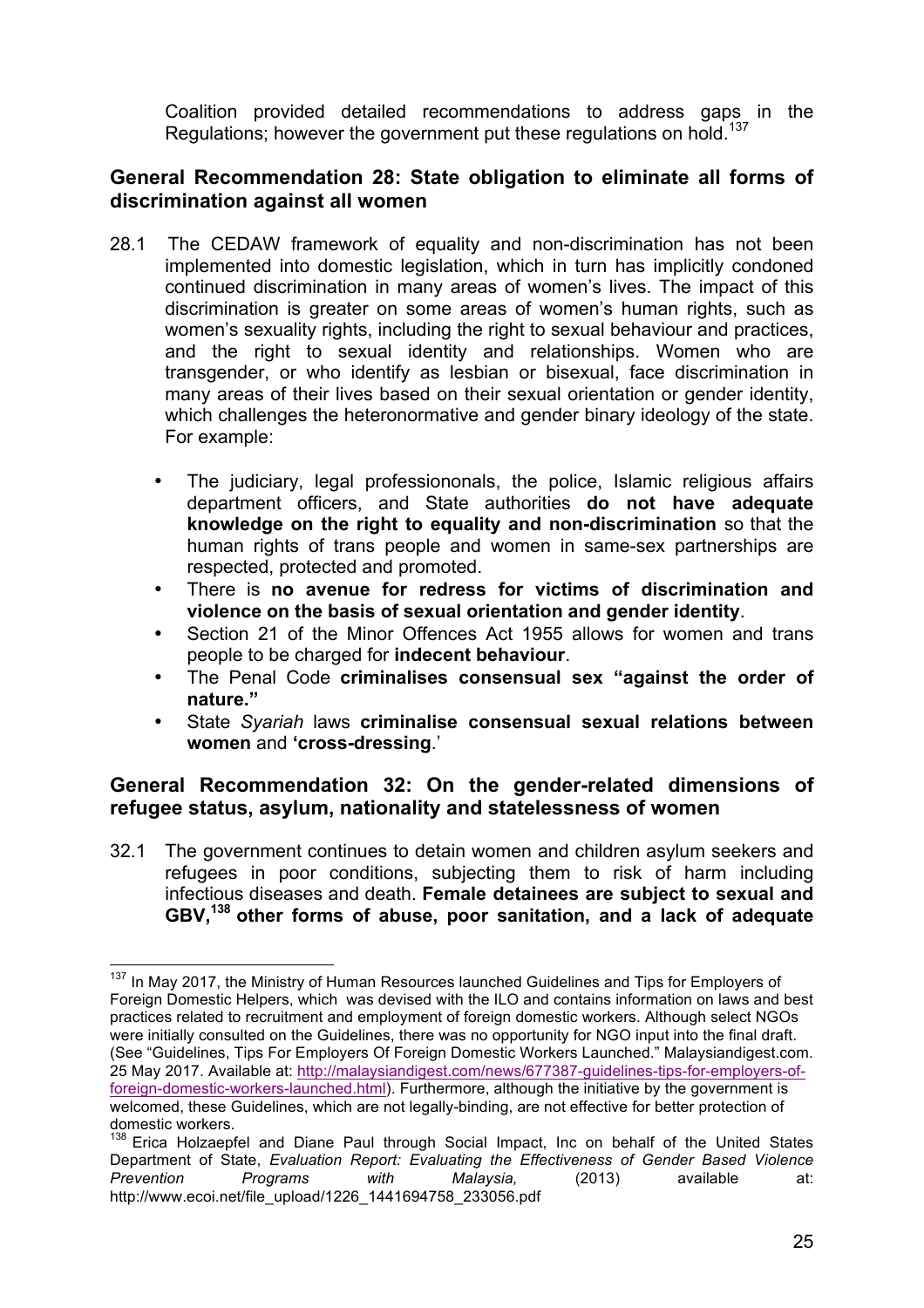Coalition provided detailed recommendations to address gaps in the Regulations; however the government put these regulations on hold.[137]

## General Recommendation 28: State obligation to eliminate all forms of discrimination against all women

28.1 The CEDAW framework of equality and non-discrimination has not been implemented into domestic legislation, which in turn has implicitly condoned continued discrimination in many areas of women's lives. The impact of this discrimination is greater on some areas of women's human rights, such as women's sexuality rights, including the right to sexual behaviour and practices, and the right to sexual identity and relationships. Women who are transgender, or who identify as lesbian or bisexual, face discrimination in many areas of their lives based on their sexual orientation or gender identity, which challenges the heteronormative and gender binary ideology of the state. For example:

- The judiciary, legal professiononals, the police, Islamic religious affairs department officers, and State authorities **do not have adequate knowledge on the right to equality and non-discrimination** so that the human rights of trans people and women in same-sex partnerships are respected, protected and promoted.
- There is **no avenue for redress for victims of discrimination and violence on the basis of sexual orientation and gender identity**.
- Section 21 of the Minor Offences Act 1955 allows for women and trans people to be charged for **indecent behaviour**.
- The Penal Code **criminalises consensual sex "against the order of nature."**
- State *Syariah* laws **criminalise consensual sexual relations between women** and **'cross-dressing**.'

## General Recommendation 32: On the gender-related dimensions of refugee status, asylum, nationality and statelessness of women

32.1 The government continues to detain women and children asylum seekers and refugees in poor conditions, subjecting them to risk of harm including infectious diseases and death. **Female detainees are subject to sexual and GBV,[138] other forms of abuse, poor sanitation, and a lack of adequate**

---

[137] In May 2017, the Ministry of Human Resources launched Guidelines and Tips for Employers of Foreign Domestic Helpers, which was devised with the ILO and contains information on laws and best practices related to recruitment and employment of foreign domestic workers. Although select NGOs were initially consulted on the Guidelines, there was no opportunity for NGO input into the final draft. (See "Guidelines, Tips For Employers Of Foreign Domestic Workers Launched." Malaysiandigest.com. 25 May 2017. Available at: http://malaysiandigest.com/news/677387-guidelines-tips-for-employers-of-foreign-domestic-workers-launched.html). Furthermore, although the initiative by the government is welcomed, these Guidelines, which are not legally-binding, are not effective for better protection of domestic workers.

[138] Erica Holzaepfel and Diane Paul through Social Impact, Inc on behalf of the United States Department of State, *Evaluation Report: Evaluating the Effectiveness of Gender Based Violence Prevention Programs with Malaysia,* (2013) available at: http://www.ecoi.net/file_upload/1226_1441694758_233056.pdf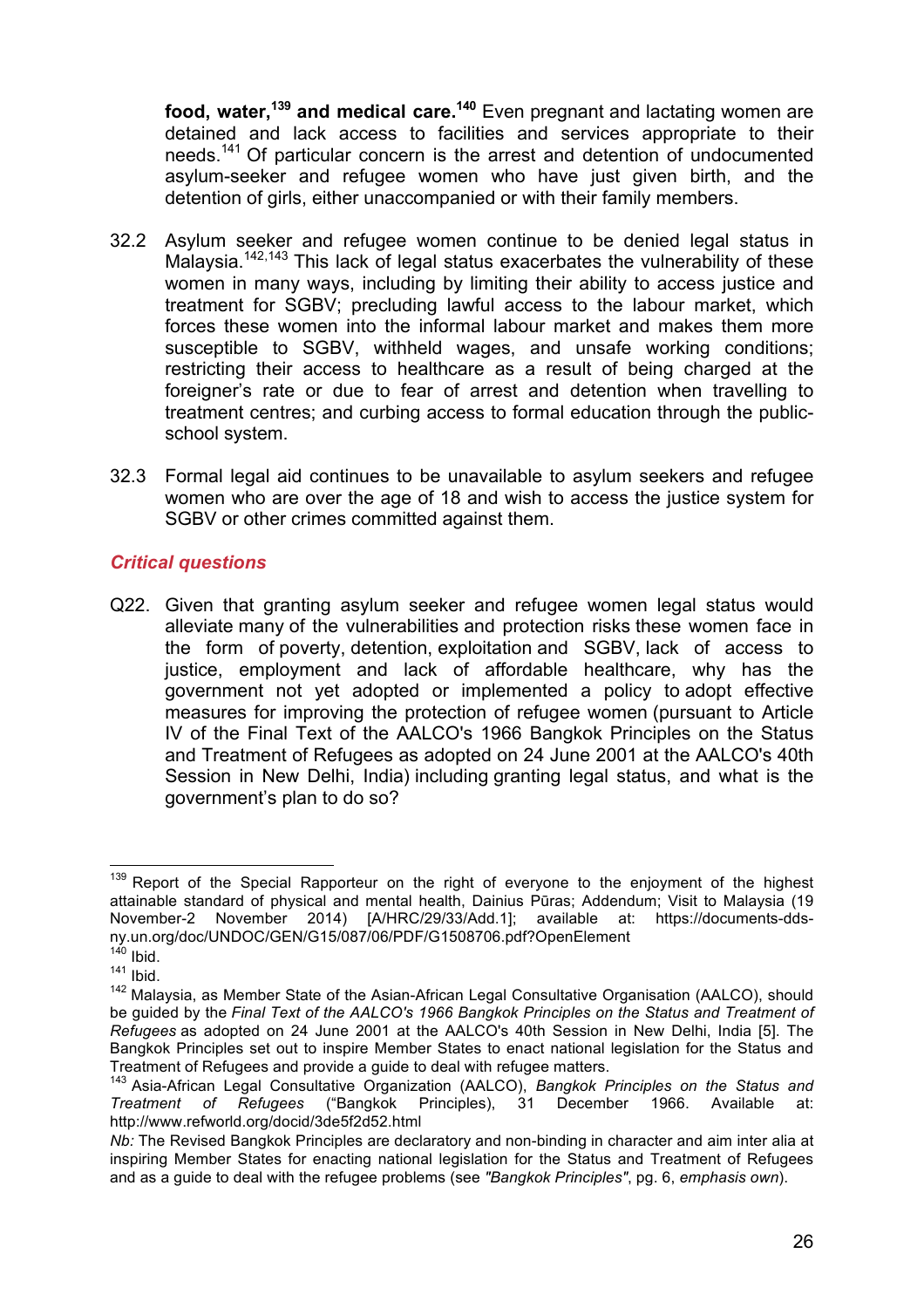**food, water,[139] and medical care.[140]** Even pregnant and lactating women are detained and lack access to facilities and services appropriate to their needs.[141] Of particular concern is the arrest and detention of undocumented asylum-seeker and refugee women who have just given birth, and the detention of girls, either unaccompanied or with their family members.

32.2 Asylum seeker and refugee women continue to be denied legal status in Malaysia.[142,143] This lack of legal status exacerbates the vulnerability of these women in many ways, including by limiting their ability to access justice and treatment for SGBV; precluding lawful access to the labour market, which forces these women into the informal labour market and makes them more susceptible to SGBV, withheld wages, and unsafe working conditions; restricting their access to healthcare as a result of being charged at the foreigner's rate or due to fear of arrest and detention when travelling to treatment centres; and curbing access to formal education through the public-school system.

32.3 Formal legal aid continues to be unavailable to asylum seekers and refugee women who are over the age of 18 and wish to access the justice system for SGBV or other crimes committed against them.

### *Critical questions*

Q22. Given that granting asylum seeker and refugee women legal status would alleviate many of the vulnerabilities and protection risks these women face in the form of poverty, detention, exploitation and SGBV, lack of access to justice, employment and lack of affordable healthcare, why has the government not yet adopted or implemented a policy to adopt effective measures for improving the protection of refugee women (pursuant to Article IV of the Final Text of the AALCO's 1966 Bangkok Principles on the Status and Treatment of Refugees as adopted on 24 June 2001 at the AALCO's 40th Session in New Delhi, India) including granting legal status, and what is the government's plan to do so?

---

[139] Report of the Special Rapporteur on the right of everyone to the enjoyment of the highest attainable standard of physical and mental health, Dainius Pūras; Addendum; Visit to Malaysia (19 November-2 November 2014) [A/HRC/29/33/Add.1]; available at: https://documents-dds-ny.un.org/doc/UNDOC/GEN/G15/087/06/PDF/G1508706.pdf?OpenElement

[140] Ibid.

[141] Ibid.

[142] Malaysia, as Member State of the Asian-African Legal Consultative Organisation (AALCO), should be guided by the *Final Text of the AALCO's 1966 Bangkok Principles on the Status and Treatment of Refugees* as adopted on 24 June 2001 at the AALCO's 40th Session in New Delhi, India [5]. The Bangkok Principles set out to inspire Member States to enact national legislation for the Status and Treatment of Refugees and provide a guide to deal with refugee matters.

[143] Asia-African Legal Consultative Organization (AALCO), *Bangkok Principles on the Status and Treatment of Refugees* ("Bangkok Principles), 31 December 1966. Available at: http://www.refworld.org/docid/3de5f2d52.html

*Nb:* The Revised Bangkok Principles are declaratory and non-binding in character and aim inter alia at inspiring Member States for enacting national legislation for the Status and Treatment of Refugees and as a guide to deal with the refugee problems (see *"Bangkok Principles"*, pg. 6, *emphasis own*).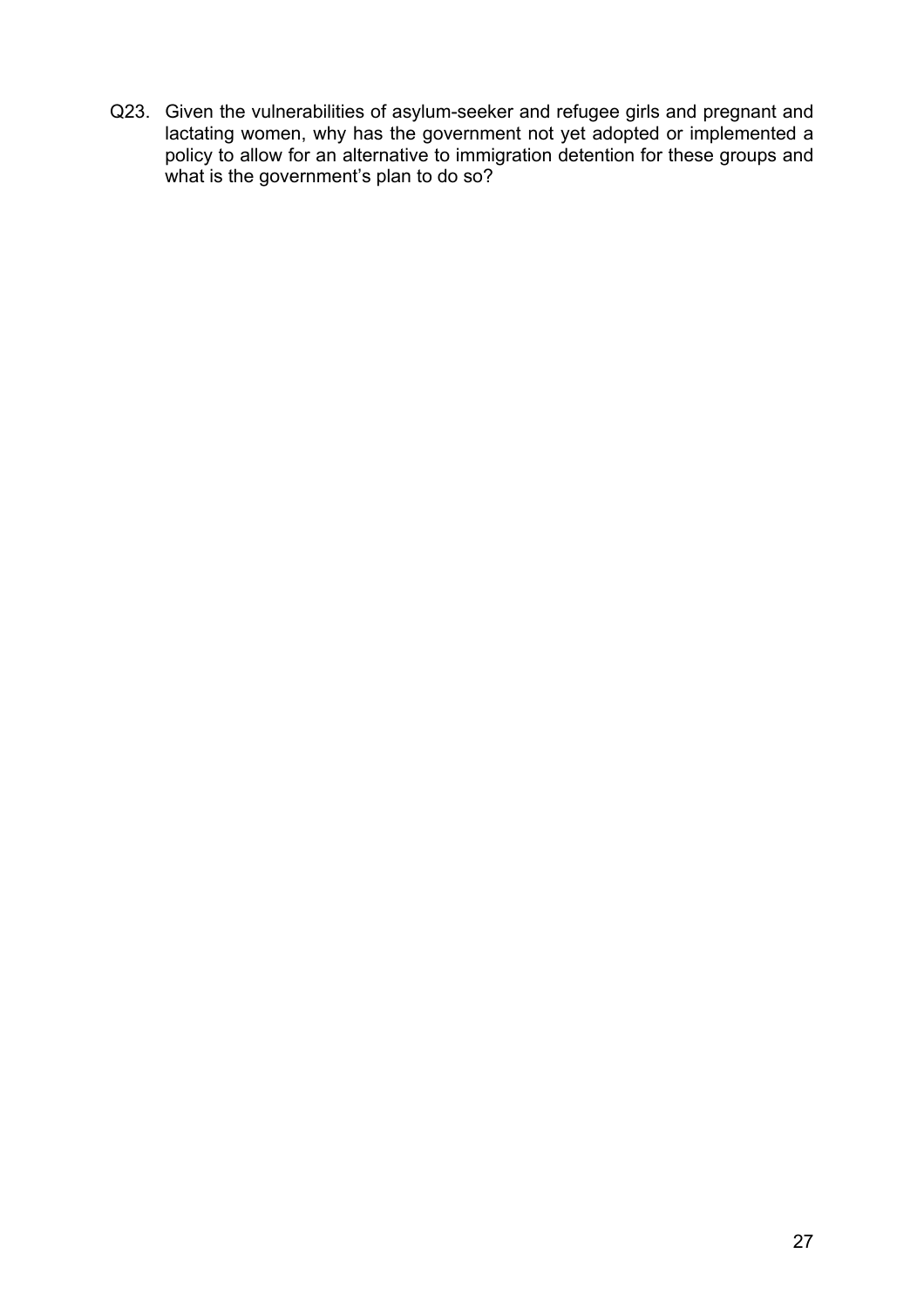Q23. Given the vulnerabilities of asylum-seeker and refugee girls and pregnant and lactating women, why has the government not yet adopted or implemented a policy to allow for an alternative to immigration detention for these groups and what is the government's plan to do so?